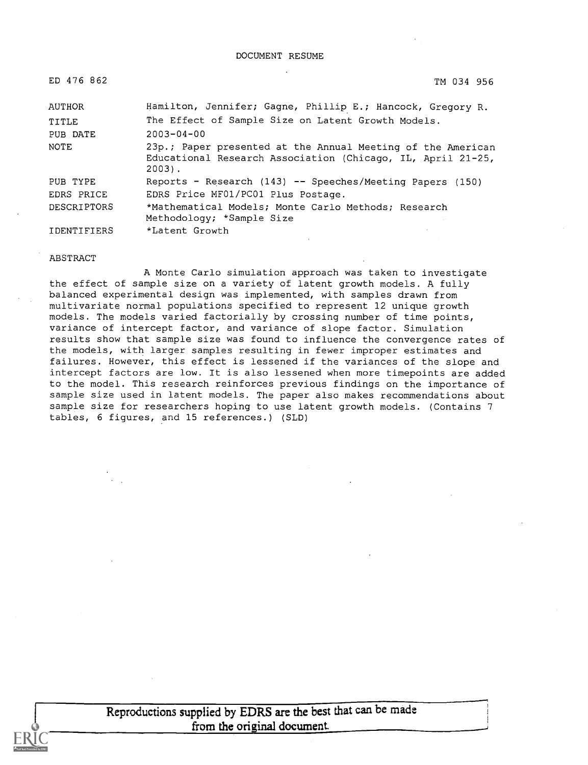DOCUMENT RESUME

| | |
|---|---|
| ED 476 862 | TM 034 956 |
| AUTHOR | Hamilton, Jennifer; Gagne, Phillip E.; Hancock, Gregory R. |
| TITLE | The Effect of Sample Size on Latent Growth Models. |
| PUB DATE | 2003-04-00 |
| NOTE | 23p.; Paper presented at the Annual Meeting of the American Educational Research Association (Chicago, IL, April 21-25, 2003). |
| PUB TYPE | Reports - Research (143) -- Speeches/Meeting Papers (150) |
| EDRS PRICE | EDRS Price MF01/PC01 Plus Postage. |
| DESCRIPTORS | *Mathematical Models; Monte Carlo Methods; Research Methodology; *Sample Size |
| IDENTIFIERS | *Latent Growth |

ABSTRACT

A Monte Carlo simulation approach was taken to investigate the effect of sample size on a variety of latent growth models. A fully balanced experimental design was implemented, with samples drawn from multivariate normal populations specified to represent 12 unique growth models. The models varied factorially by crossing number of time points, variance of intercept factor, and variance of slope factor. Simulation results show that sample size was found to influence the convergence rates of the models, with larger samples resulting in fewer improper estimates and failures. However, this effect is lessened if the variances of the slope and intercept factors are low. It is also lessened when more timepoints are added to the model. This research reinforces previous findings on the importance of sample size used in latent models. The paper also makes recommendations about sample size for researchers hoping to use latent growth models. (Contains 7 tables, 6 figures, and 15 references.) (SLD)

Reproductions supplied by EDRS are the best that can be made from the original document.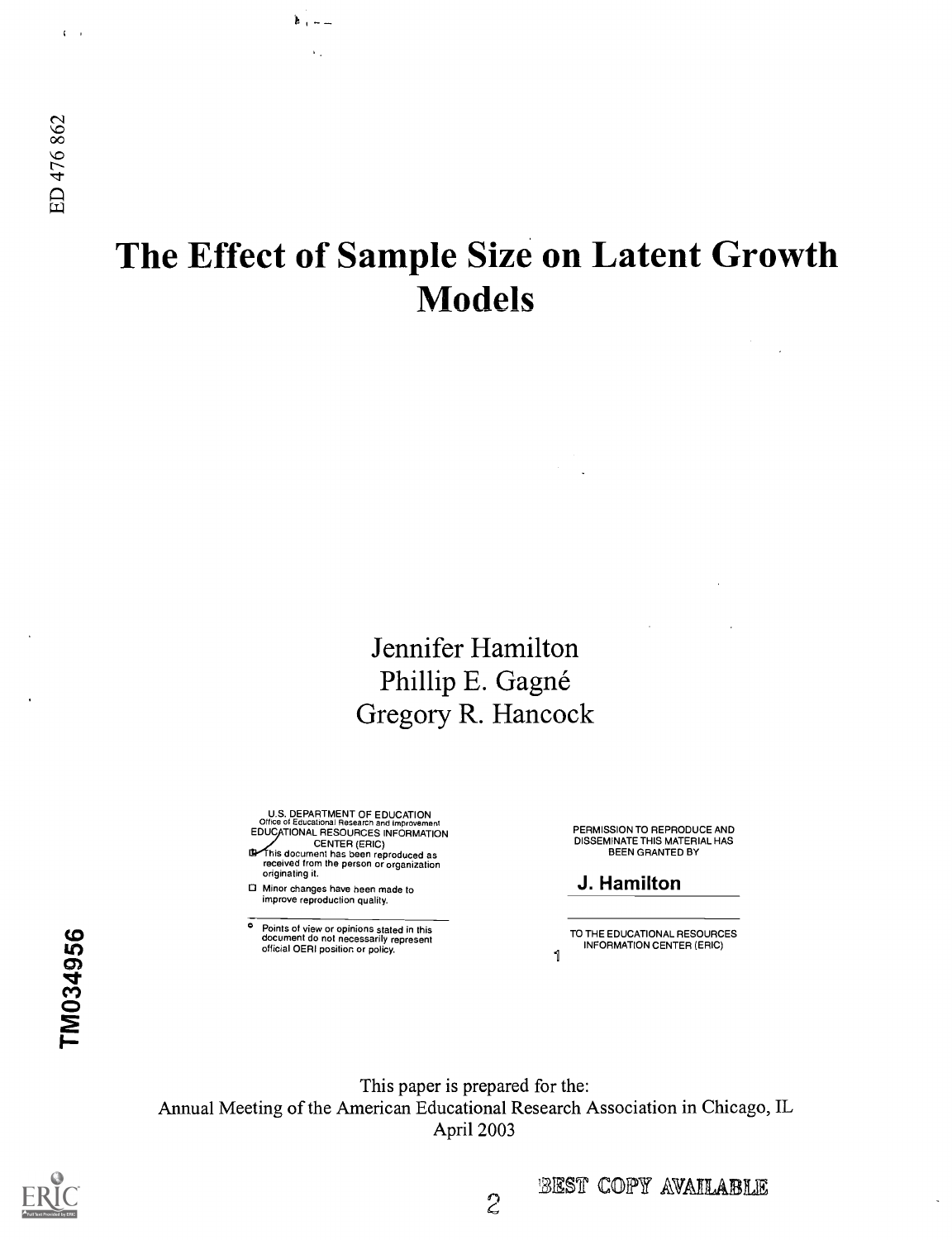ED 476 862

# The Effect of Sample Size on Latent Growth Models

Jennifer Hamilton
Phillip E. Gagné
Gregory R. Hancock

U.S. DEPARTMENT OF EDUCATION
Office of Educational Research and Improvement
EDUCATIONAL RESOURCES INFORMATION CENTER (ERIC)
This document has been reproduced as received from the person or organization originating it.
Minor changes have been made to improve reproduction quality.

Points of view or opinions stated in this document do not necessarily represent official OERI position or policy.

PERMISSION TO REPRODUCE AND DISSEMINATE THIS MATERIAL HAS BEEN GRANTED BY

**J. Hamilton**

TO THE EDUCATIONAL RESOURCES INFORMATION CENTER (ERIC)

TM034956

This paper is prepared for the:
Annual Meeting of the American Educational Research Association in Chicago, IL
April 2003

BEST COPY AVAILABLE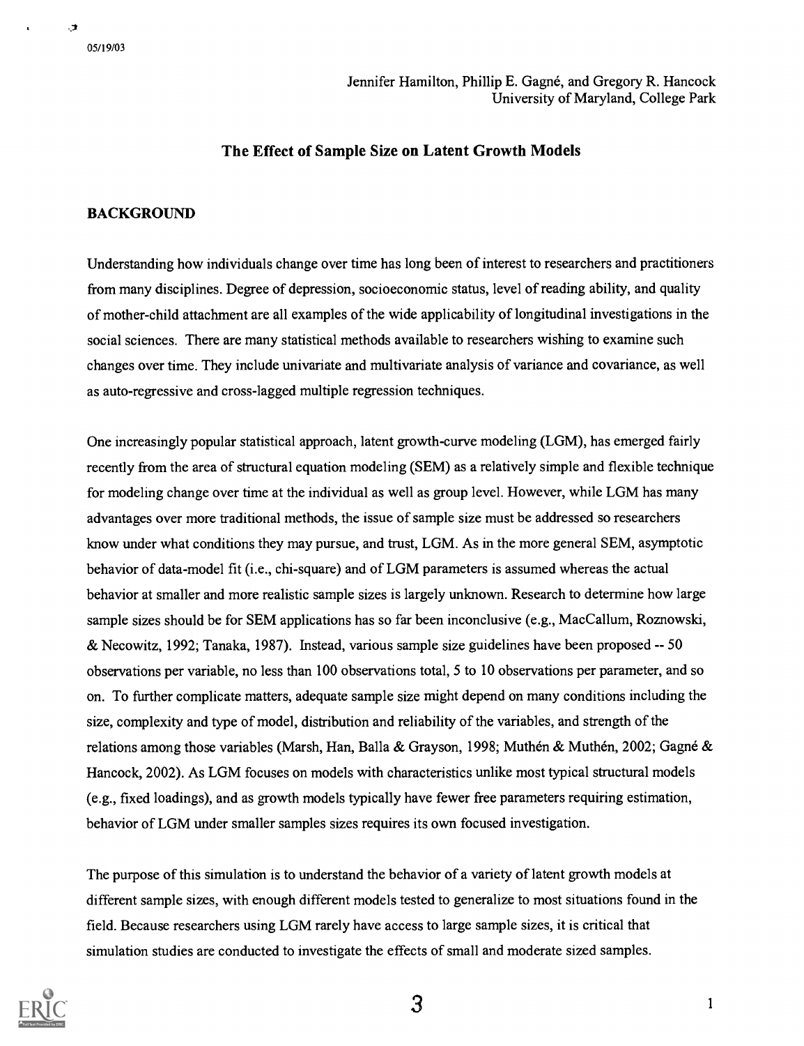Jennifer Hamilton, Phillip E. Gagné, and Gregory R. Hancock
University of Maryland, College Park

# The Effect of Sample Size on Latent Growth Models

## BACKGROUND

Understanding how individuals change over time has long been of interest to researchers and practitioners from many disciplines. Degree of depression, socioeconomic status, level of reading ability, and quality of mother-child attachment are all examples of the wide applicability of longitudinal investigations in the social sciences. There are many statistical methods available to researchers wishing to examine such changes over time. They include univariate and multivariate analysis of variance and covariance, as well as auto-regressive and cross-lagged multiple regression techniques.

One increasingly popular statistical approach, latent growth-curve modeling (LGM), has emerged fairly recently from the area of structural equation modeling (SEM) as a relatively simple and flexible technique for modeling change over time at the individual as well as group level. However, while LGM has many advantages over more traditional methods, the issue of sample size must be addressed so researchers know under what conditions they may pursue, and trust, LGM. As in the more general SEM, asymptotic behavior of data-model fit (i.e., chi-square) and of LGM parameters is assumed whereas the actual behavior at smaller and more realistic sample sizes is largely unknown. Research to determine how large sample sizes should be for SEM applications has so far been inconclusive (e.g., MacCallum, Roznowski, & Necowitz, 1992; Tanaka, 1987). Instead, various sample size guidelines have been proposed -- 50 observations per variable, no less than 100 observations total, 5 to 10 observations per parameter, and so on. To further complicate matters, adequate sample size might depend on many conditions including the size, complexity and type of model, distribution and reliability of the variables, and strength of the relations among those variables (Marsh, Han, Balla & Grayson, 1998; Muthén & Muthén, 2002; Gagné & Hancock, 2002). As LGM focuses on models with characteristics unlike most typical structural models (e.g., fixed loadings), and as growth models typically have fewer free parameters requiring estimation, behavior of LGM under smaller samples sizes requires its own focused investigation.

The purpose of this simulation is to understand the behavior of a variety of latent growth models at different sample sizes, with enough different models tested to generalize to most situations found in the field. Because researchers using LGM rarely have access to large sample sizes, it is critical that simulation studies are conducted to investigate the effects of small and moderate sized samples.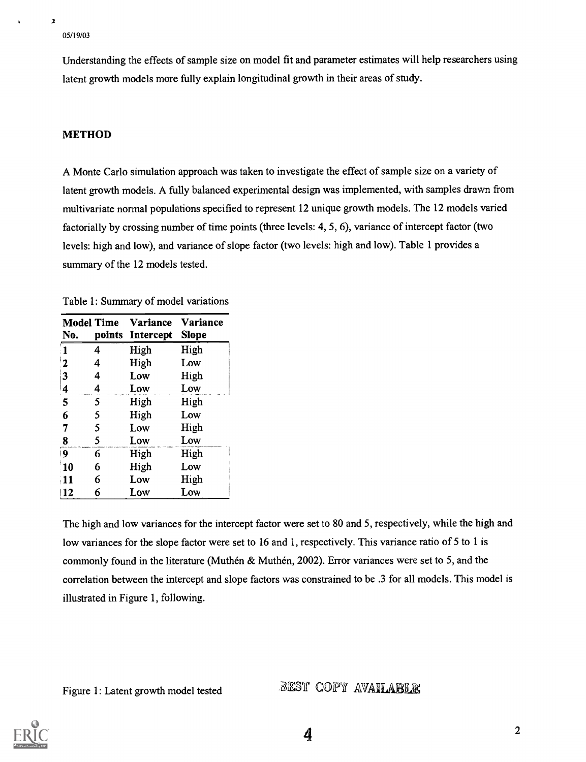Understanding the effects of sample size on model fit and parameter estimates will help researchers using latent growth models more fully explain longitudinal growth in their areas of study.

## METHOD

A Monte Carlo simulation approach was taken to investigate the effect of sample size on a variety of latent growth models. A fully balanced experimental design was implemented, with samples drawn from multivariate normal populations specified to represent 12 unique growth models. The 12 models varied factorially by crossing number of time points (three levels: 4, 5, 6), variance of intercept factor (two levels: high and low), and variance of slope factor (two levels: high and low). Table 1 provides a summary of the 12 models tested.

Table 1: Summary of model variations

| Model No. | Time points | Variance Intercept | Variance Slope |
|---|---|---|---|
| 1 | 4 | High | High |
| 2 | 4 | High | Low |
| 3 | 4 | Low | High |
| 4 | 4 | Low | Low |
| 5 | 5 | High | High |
| 6 | 5 | High | Low |
| 7 | 5 | Low | High |
| 8 | 5 | Low | Low |
| 9 | 6 | High | High |
| 10 | 6 | High | Low |
| 11 | 6 | Low | High |
| 12 | 6 | Low | Low |

The high and low variances for the intercept factor were set to 80 and 5, respectively, while the high and low variances for the slope factor were set to 16 and 1, respectively. This variance ratio of 5 to 1 is commonly found in the literature (Muthén & Muthén, 2002). Error variances were set to 5, and the correlation between the intercept and slope factors was constrained to be .3 for all models. This model is illustrated in Figure 1, following.

Figure 1: Latent growth model tested

BEST COPY AVAILABLE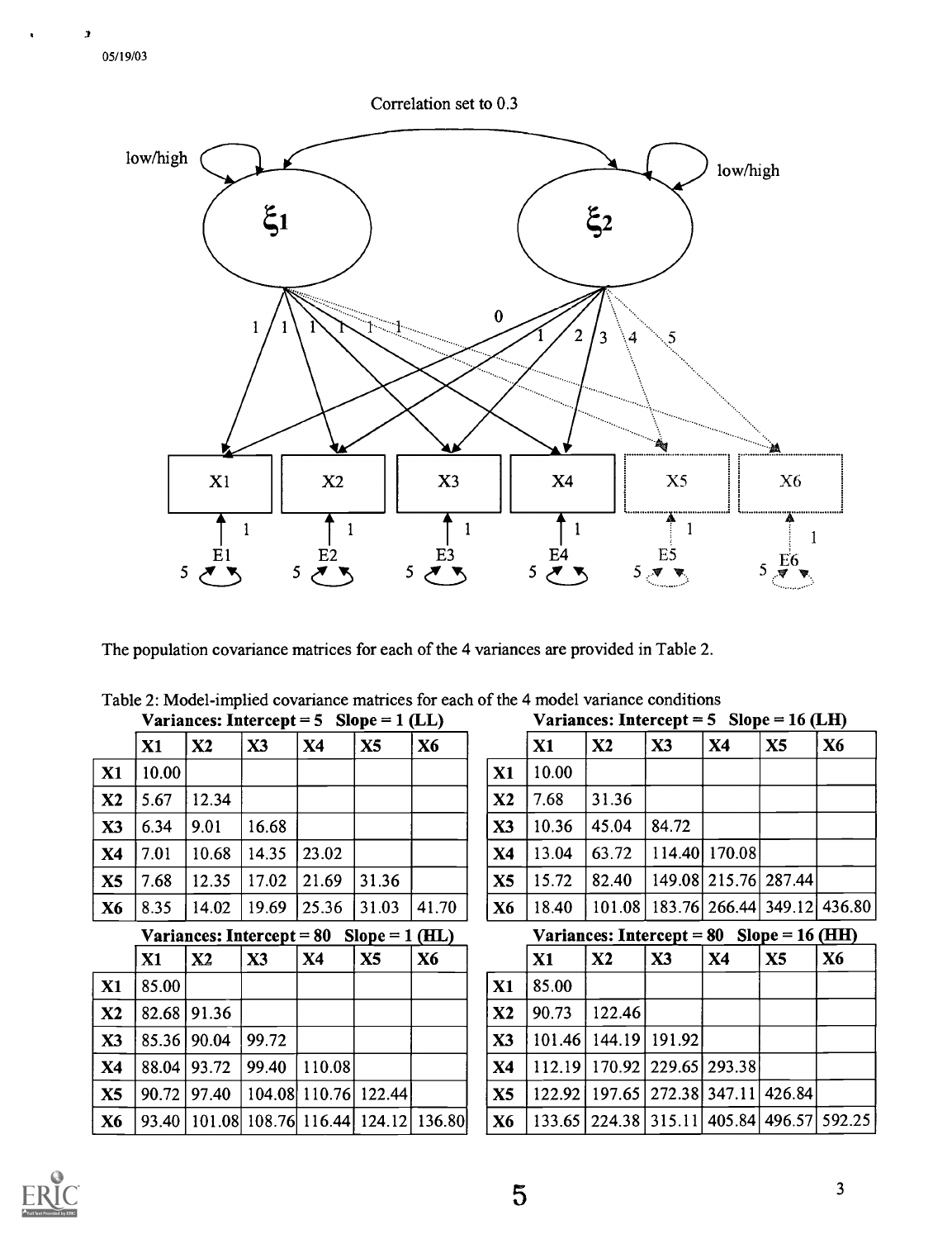Correlation set to 0.3

The population covariance matrices for each of the 4 variances are provided in Table 2.

Table 2: Model-implied covariance matrices for each of the 4 model variance conditions

**Variances: Intercept = 5 Slope = 1 (LL)**

| | X1 | X2 | X3 | X4 | X5 | X6 |
|---|---|---|---|---|---|---|
| X1 | 10.00 | | | | | |
| X2 | 5.67 | 12.34 | | | | |
| X3 | 6.34 | 9.01 | 16.68 | | | |
| X4 | 7.01 | 10.68 | 14.35 | 23.02 | | |
| X5 | 7.68 | 12.35 | 17.02 | 21.69 | 31.36 | |
| X6 | 8.35 | 14.02 | 19.69 | 25.36 | 31.03 | 41.70 |

**Variances: Intercept = 5 Slope = 16 (LH)**

| | X1 | X2 | X3 | X4 | X5 | X6 |
|---|---|---|---|---|---|---|
| X1 | 10.00 | | | | | |
| X2 | 7.68 | 31.36 | | | | |
| X3 | 10.36 | 45.04 | 84.72 | | | |
| X4 | 13.04 | 63.72 | 114.40 | 170.08 | | |
| X5 | 15.72 | 82.40 | 149.08 | 215.76 | 287.44 | |
| X6 | 18.40 | 101.08 | 183.76 | 266.44 | 349.12 | 436.80 |

**Variances: Intercept = 80 Slope = 1 (HL)**

| | X1 | X2 | X3 | X4 | X5 | X6 |
|---|---|---|---|---|---|---|
| X1 | 85.00 | | | | | |
| X2 | 82.68 | 91.36 | | | | |
| X3 | 85.36 | 90.04 | 99.72 | | | |
| X4 | 88.04 | 93.72 | 99.40 | 110.08 | | |
| X5 | 90.72 | 97.40 | 104.08 | 110.76 | 122.44 | |
| X6 | 93.40 | 101.08 | 108.76 | 116.44 | 124.12 | 136.80 |

**Variances: Intercept = 80 Slope = 16 (HH)**

| | X1 | X2 | X3 | X4 | X5 | X6 |
|---|---|---|---|---|---|---|
| X1 | 85.00 | | | | | |
| X2 | 90.73 | 122.46 | | | | |
| X3 | 101.46 | 144.19 | 191.92 | | | |
| X4 | 112.19 | 170.92 | 229.65 | 293.38 | | |
| X5 | 122.92 | 197.65 | 272.38 | 347.11 | 426.84 | |
| X6 | 133.65 | 224.38 | 315.11 | 405.84 | 496.57 | 592.25 |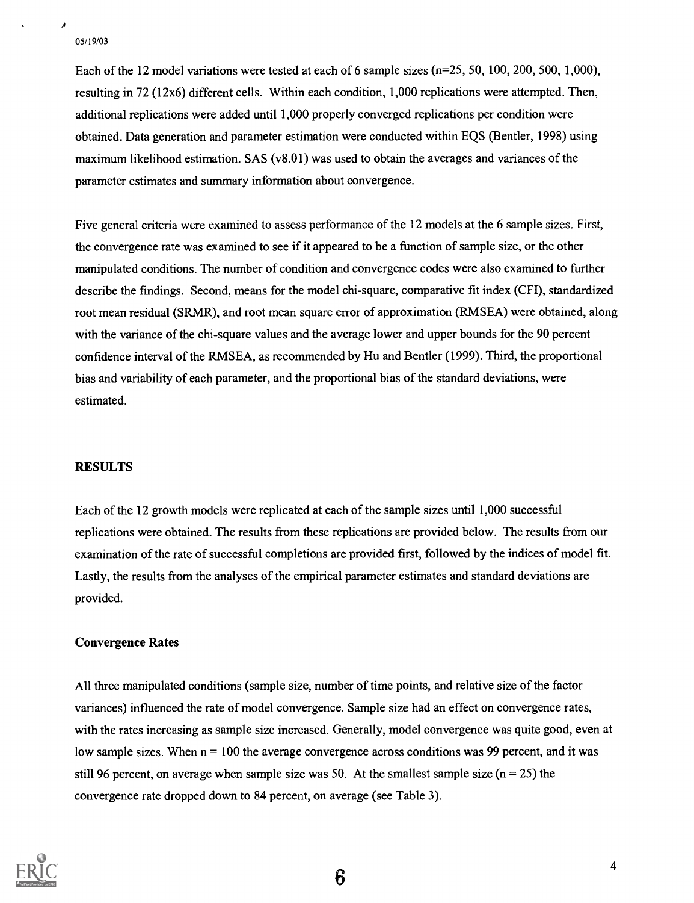Each of the 12 model variations were tested at each of 6 sample sizes (n=25, 50, 100, 200, 500, 1,000), resulting in 72 (12x6) different cells. Within each condition, 1,000 replications were attempted. Then, additional replications were added until 1,000 properly converged replications per condition were obtained. Data generation and parameter estimation were conducted within EQS (Bentler, 1998) using maximum likelihood estimation. SAS (v8.01) was used to obtain the averages and variances of the parameter estimates and summary information about convergence.

Five general criteria were examined to assess performance of thc 12 models at the 6 sample sizes. First, the convergence rate was examined to see if it appeared to be a function of sample size, or the other manipulated conditions. The number of condition and convergence codes were also examined to further describe the findings. Second, means for the model chi-square, comparative fit index (CFI), standardized root mean residual (SRMR), and root mean square error of approximation (RMSEA) were obtained, along with the variance of the chi-square values and the average lower and upper bounds for the 90 percent confidence interval of the RMSEA, as recommended by Hu and Bentler (1999). Third, the proportional bias and variability of each parameter, and the proportional bias of the standard deviations, were estimated.

## RESULTS

Each of the 12 growth models were replicated at each of the sample sizes until 1,000 successful replications were obtained. The results from these replications are provided below. The results from our examination of the rate of successful completions are provided first, followed by the indices of model fit. Lastly, the results from the analyses of the empirical parameter estimates and standard deviations are provided.

### Convergence Rates

All three manipulated conditions (sample size, number of time points, and relative size of the factor variances) influenced the rate of model convergence. Sample size had an effect on convergence rates, with the rates increasing as sample size increased. Generally, model convergence was quite good, even at low sample sizes. When n = 100 the average convergence across conditions was 99 percent, and it was still 96 percent, on average when sample size was 50. At the smallest sample size (n = 25) the convergence rate dropped down to 84 percent, on average (see Table 3).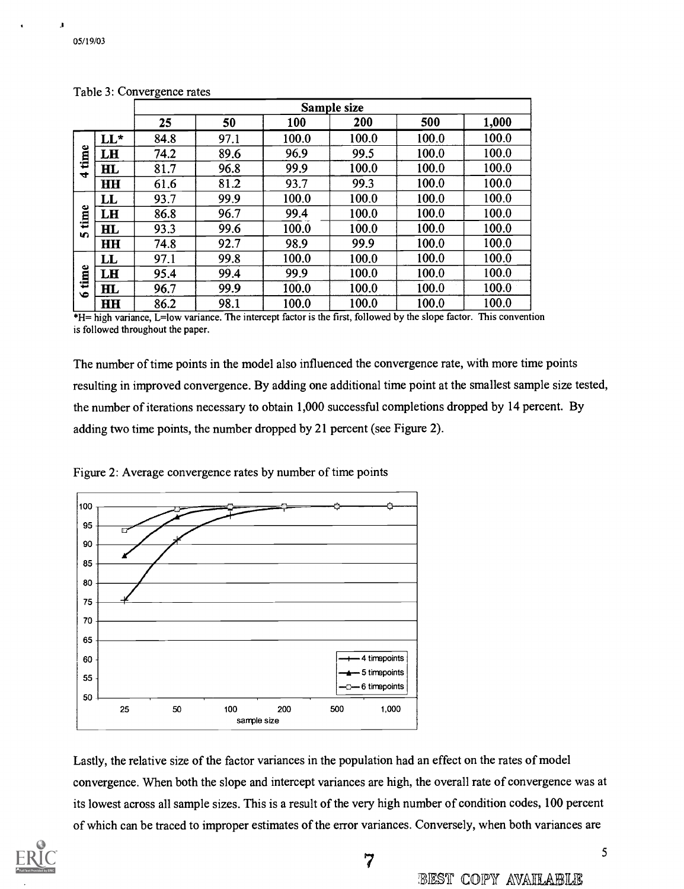Table 3: Convergence rates

| | | Sample size | | | | | |
|---|---|---|---|---|---|---|---|
| | | 25 | 50 | 100 | 200 | 500 | 1,000 |
| 4 time | LL* | 84.8 | 97.1 | 100.0 | 100.0 | 100.0 | 100.0 |
| | LH | 74.2 | 89.6 | 96.9 | 99.5 | 100.0 | 100.0 |
| | HL | 81.7 | 96.8 | 99.9 | 100.0 | 100.0 | 100.0 |
| | HH | 61.6 | 81.2 | 93.7 | 99.3 | 100.0 | 100.0 |
| 5 time | LL | 93.7 | 99.9 | 100.0 | 100.0 | 100.0 | 100.0 |
| | LH | 86.8 | 96.7 | 99.4 | 100.0 | 100.0 | 100.0 |
| | HL | 93.3 | 99.6 | 100.0 | 100.0 | 100.0 | 100.0 |
| | HH | 74.8 | 92.7 | 98.9 | 99.9 | 100.0 | 100.0 |
| 6 time | LL | 97.1 | 99.8 | 100.0 | 100.0 | 100.0 | 100.0 |
| | LH | 95.4 | 99.4 | 99.9 | 100.0 | 100.0 | 100.0 |
| | HL | 96.7 | 99.9 | 100.0 | 100.0 | 100.0 | 100.0 |
| | HH | 86.2 | 98.1 | 100.0 | 100.0 | 100.0 | 100.0 |

*H= high variance, L=low variance. The intercept factor is the first, followed by the slope factor. This convention is followed throughout the paper.

The number of time points in the model also influenced the convergence rate, with more time points resulting in improved convergence. By adding one additional time point at the smallest sample size tested, the number of iterations necessary to obtain 1,000 successful completions dropped by 14 percent. By adding two time points, the number dropped by 21 percent (see Figure 2).

Figure 2: Average convergence rates by number of time points

Lastly, the relative size of the factor variances in the population had an effect on the rates of model convergence. When both the slope and intercept variances are high, the overall rate of convergence was at its lowest across all sample sizes. This is a result of the very high number of condition codes, 100 percent of which can be traced to improper estimates of the error variances. Conversely, when both variances are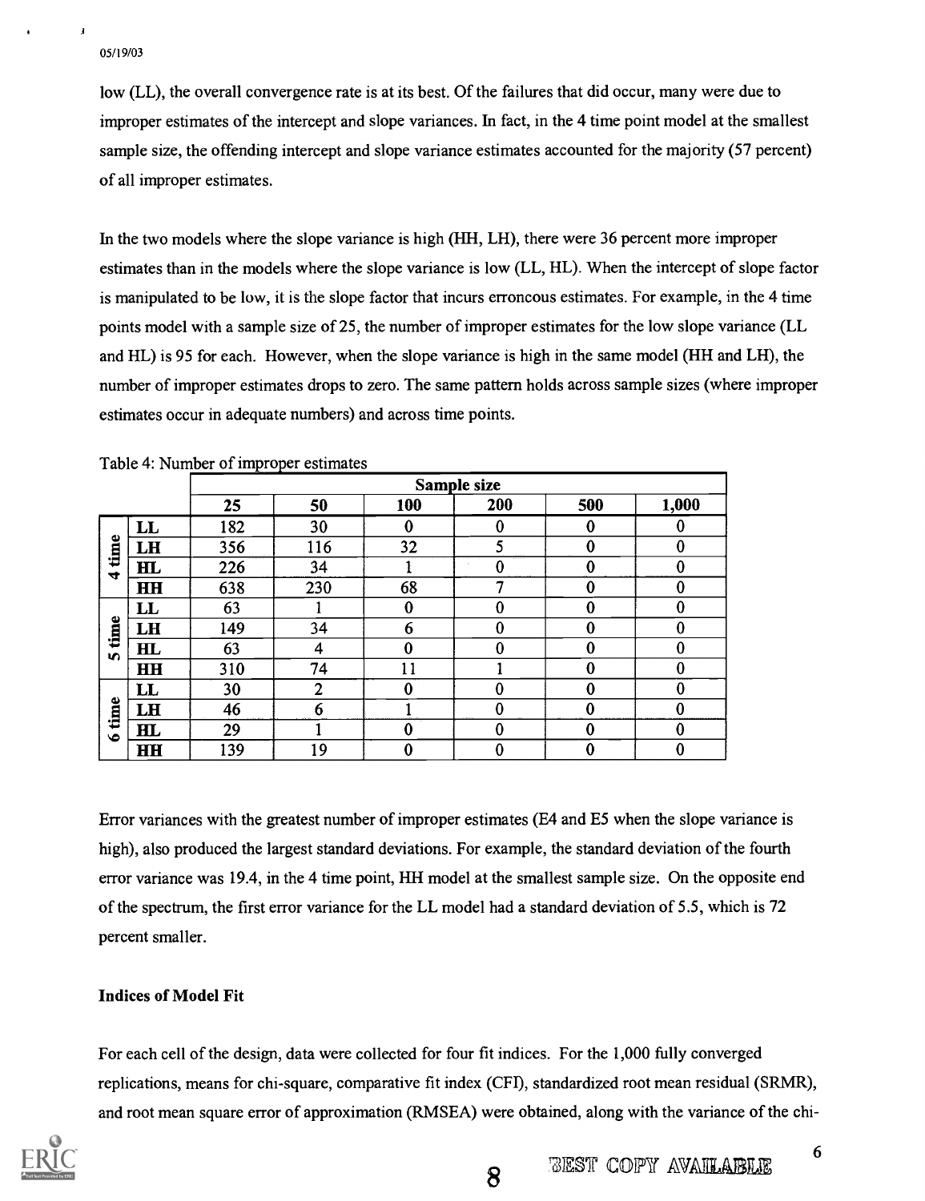low (LL), the overall convergence rate is at its best. Of the failures that did occur, many were due to improper estimates of the intercept and slope variances. In fact, in the 4 time point model at the smallest sample size, the offending intercept and slope variance estimates accounted for the majority (57 percent) of all improper estimates.

In the two models where the slope variance is high (HH, LH), there were 36 percent more improper estimates than in the models where the slope variance is low (LL, HL). When the intercept of slope factor is manipulated to be low, it is the slope factor that incurs erroneous estimates. For example, in the 4 time points model with a sample size of 25, the number of improper estimates for the low slope variance (LL and HL) is 95 for each. However, when the slope variance is high in the same model (HH and LH), the number of improper estimates drops to zero. The same pattern holds across sample sizes (where improper estimates occur in adequate numbers) and across time points.

Table 4: Number of improper estimates

| | | Sample size | | | | | |
|---|---|---|---|---|---|---|---|
| | | 25 | 50 | 100 | 200 | 500 | 1,000 |
| 4 time | LL | 182 | 30 | 0 | 0 | 0 | 0 |
| | LH | 356 | 116 | 32 | 5 | 0 | 0 |
| | HL | 226 | 34 | 1 | 0 | 0 | 0 |
| | HH | 638 | 230 | 68 | 7 | 0 | 0 |
| 5 time | LL | 63 | 1 | 0 | 0 | 0 | 0 |
| | LH | 149 | 34 | 6 | 0 | 0 | 0 |
| | HL | 63 | 4 | 0 | 0 | 0 | 0 |
| | HH | 310 | 74 | 11 | 1 | 0 | 0 |
| 6 time | LL | 30 | 2 | 0 | 0 | 0 | 0 |
| | LH | 46 | 6 | 1 | 0 | 0 | 0 |
| | HL | 29 | 1 | 0 | 0 | 0 | 0 |
| | HH | 139 | 19 | 0 | 0 | 0 | 0 |

Error variances with the greatest number of improper estimates (E4 and E5 when the slope variance is high), also produced the largest standard deviations. For example, the standard deviation of the fourth error variance was 19.4, in the 4 time point, HH model at the smallest sample size. On the opposite end of the spectrum, the first error variance for the LL model had a standard deviation of 5.5, which is 72 percent smaller.

### Indices of Model Fit

For each cell of the design, data were collected for four fit indices. For the 1,000 fully converged replications, means for chi-square, comparative fit index (CFI), standardized root mean residual (SRMR), and root mean square error of approximation (RMSEA) were obtained, along with the variance of the chi-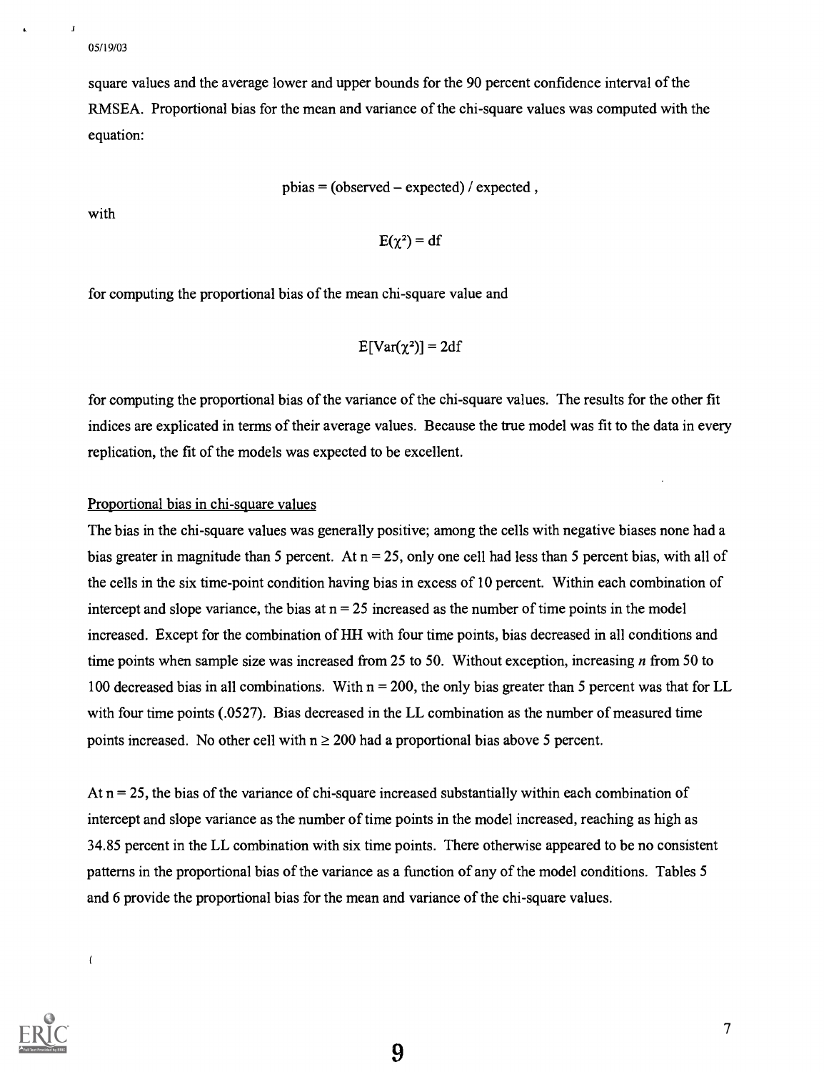square values and the average lower and upper bounds for the 90 percent confidence interval of the RMSEA. Proportional bias for the mean and variance of the chi-square values was computed with the equation:

$$\text{pbias} = (\text{observed} - \text{expected}) / \text{expected},$$

with

$$E(\chi^2) = \text{df}$$

for computing the proportional bias of the mean chi-square value and

$$E[\text{Var}(\chi^2)] = 2\text{df}$$

for computing the proportional bias of the variance of the chi-square values. The results for the other fit indices are explicated in terms of their average values. Because the true model was fit to the data in every replication, the fit of the models was expected to be excellent.

Proportional bias in chi-square values

The bias in the chi-square values was generally positive; among the cells with negative biases none had a bias greater in magnitude than 5 percent. At $n = 25$, only one cell had less than 5 percent bias, with all of the cells in the six time-point condition having bias in excess of 10 percent. Within each combination of intercept and slope variance, the bias at $n = 25$ increased as the number of time points in the model increased. Except for the combination of HH with four time points, bias decreased in all conditions and time points when sample size was increased from 25 to 50. Without exception, increasing $n$ from 50 to 100 decreased bias in all combinations. With $n = 200$, the only bias greater than 5 percent was that for LL with four time points (.0527). Bias decreased in the LL combination as the number of measured time points increased. No other cell with $n \geq 200$ had a proportional bias above 5 percent.

At $n = 25$, the bias of the variance of chi-square increased substantially within each combination of intercept and slope variance as the number of time points in the model increased, reaching as high as 34.85 percent in the LL combination with six time points. There otherwise appeared to be no consistent patterns in the proportional bias of the variance as a function of any of the model conditions. Tables 5 and 6 provide the proportional bias for the mean and variance of the chi-square values.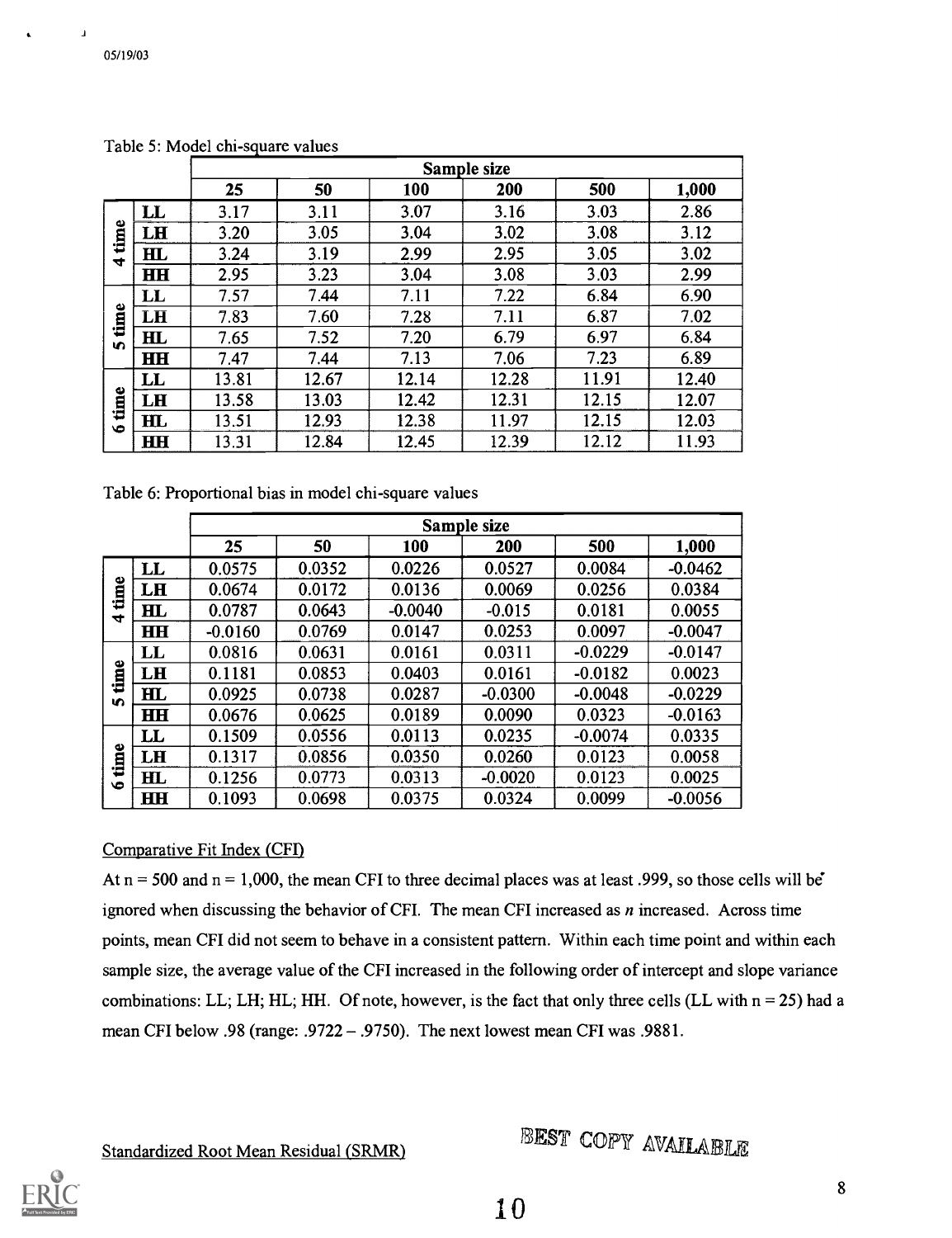Table 5: Model chi-square values

| | | Sample size | | | | | |
|---|---|---|---|---|---|---|---|
| | | 25 | 50 | 100 | 200 | 500 | 1,000 |
| 4 time | LL | 3.17 | 3.11 | 3.07 | 3.16 | 3.03 | 2.86 |
| | LH | 3.20 | 3.05 | 3.04 | 3.02 | 3.08 | 3.12 |
| | HL | 3.24 | 3.19 | 2.99 | 2.95 | 3.05 | 3.02 |
| | HH | 2.95 | 3.23 | 3.04 | 3.08 | 3.03 | 2.99 |
| 5 time | LL | 7.57 | 7.44 | 7.11 | 7.22 | 6.84 | 6.90 |
| | LH | 7.83 | 7.60 | 7.28 | 7.11 | 6.87 | 7.02 |
| | HL | 7.65 | 7.52 | 7.20 | 6.79 | 6.97 | 6.84 |
| | HH | 7.47 | 7.44 | 7.13 | 7.06 | 7.23 | 6.89 |
| 6 time | LL | 13.81 | 12.67 | 12.14 | 12.28 | 11.91 | 12.40 |
| | LH | 13.58 | 13.03 | 12.42 | 12.31 | 12.15 | 12.07 |
| | HL | 13.51 | 12.93 | 12.38 | 11.97 | 12.15 | 12.03 |
| | HH | 13.31 | 12.84 | 12.45 | 12.39 | 12.12 | 11.93 |

Table 6: Proportional bias in model chi-square values

| | | Sample size | | | | | |
|---|---|---|---|---|---|---|---|
| | | 25 | 50 | 100 | 200 | 500 | 1,000 |
| 4 time | LL | 0.0575 | 0.0352 | 0.0226 | 0.0527 | 0.0084 | -0.0462 |
| | LH | 0.0674 | 0.0172 | 0.0136 | 0.0069 | 0.0256 | 0.0384 |
| | HL | 0.0787 | 0.0643 | -0.0040 | -0.015 | 0.0181 | 0.0055 |
| | HH | -0.0160 | 0.0769 | 0.0147 | 0.0253 | 0.0097 | -0.0047 |
| 5 time | LL | 0.0816 | 0.0631 | 0.0161 | 0.0311 | -0.0229 | -0.0147 |
| | LH | 0.1181 | 0.0853 | 0.0403 | 0.0161 | -0.0182 | 0.0023 |
| | HL | 0.0925 | 0.0738 | 0.0287 | -0.0300 | -0.0048 | -0.0229 |
| | HH | 0.0676 | 0.0625 | 0.0189 | 0.0090 | 0.0323 | -0.0163 |
| 6 time | LL | 0.1509 | 0.0556 | 0.0113 | 0.0235 | -0.0074 | 0.0335 |
| | LH | 0.1317 | 0.0856 | 0.0350 | 0.0260 | 0.0123 | 0.0058 |
| | HL | 0.1256 | 0.0773 | 0.0313 | -0.0020 | 0.0123 | 0.0025 |
| | HH | 0.1093 | 0.0698 | 0.0375 | 0.0324 | 0.0099 | -0.0056 |

## Comparative Fit Index (CFI)

At n = 500 and n = 1,000, the mean CFI to three decimal places was at least .999, so those cells will be ignored when discussing the behavior of CFI. The mean CFI increased as *n* increased. Across time points, mean CFI did not seem to behave in a consistent pattern. Within each time point and within each sample size, the average value of the CFI increased in the following order of intercept and slope variance combinations: LL; LH; HL; HH. Of note, however, is the fact that only three cells (LL with n = 25) had a mean CFI below .98 (range: .9722 – .9750). The next lowest mean CFI was .9881.

## Standardized Root Mean Residual (SRMR)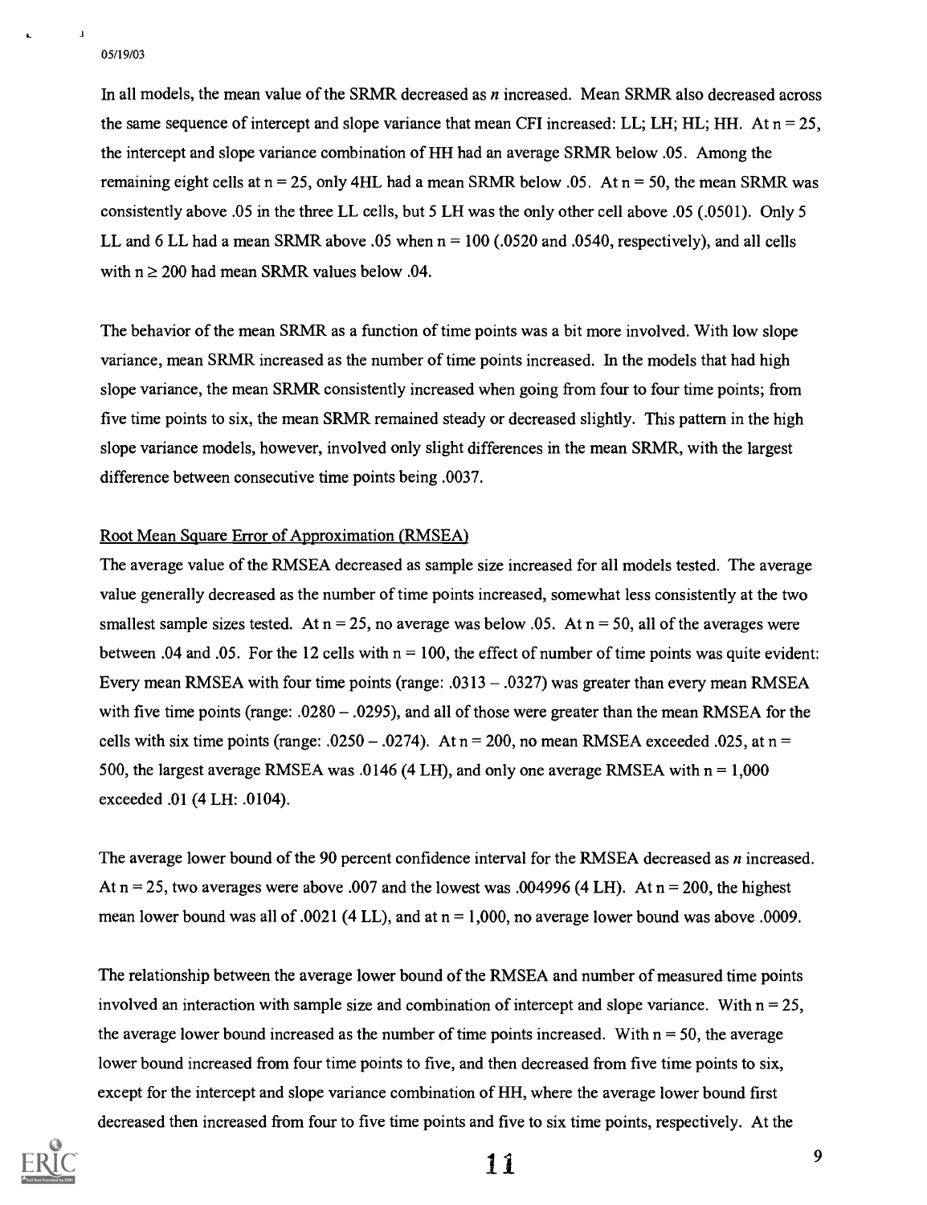In all models, the mean value of the SRMR decreased as *n* increased. Mean SRMR also decreased across the same sequence of intercept and slope variance that mean CFI increased: LL; LH; HL; HH. At n = 25, the intercept and slope variance combination of HH had an average SRMR below .05. Among the remaining eight cells at n = 25, only 4HL had a mean SRMR below .05. At n = 50, the mean SRMR was consistently above .05 in the three LL cells, but 5 LH was the only other cell above .05 (.0501). Only 5 LL and 6 LL had a mean SRMR above .05 when n = 100 (.0520 and .0540, respectively), and all cells with n ≥ 200 had mean SRMR values below .04.

The behavior of the mean SRMR as a function of time points was a bit more involved. With low slope variance, mean SRMR increased as the number of time points increased. In the models that had high slope variance, the mean SRMR consistently increased when going from four to four time points; from five time points to six, the mean SRMR remained steady or decreased slightly. This pattern in the high slope variance models, however, involved only slight differences in the mean SRMR, with the largest difference between consecutive time points being .0037.

Root Mean Square Error of Approximation (RMSEA)

The average value of the RMSEA decreased as sample size increased for all models tested. The average value generally decreased as the number of time points increased, somewhat less consistently at the two smallest sample sizes tested. At n = 25, no average was below .05. At n = 50, all of the averages were between .04 and .05. For the 12 cells with n = 100, the effect of number of time points was quite evident: Every mean RMSEA with four time points (range: .0313 – .0327) was greater than every mean RMSEA with five time points (range: .0280 – .0295), and all of those were greater than the mean RMSEA for the cells with six time points (range: .0250 – .0274). At n = 200, no mean RMSEA exceeded .025, at n = 500, the largest average RMSEA was .0146 (4 LH), and only one average RMSEA with n = 1,000 exceeded .01 (4 LH: .0104).

The average lower bound of the 90 percent confidence interval for the RMSEA decreased as *n* increased. At n = 25, two averages were above .007 and the lowest was .004996 (4 LH). At n = 200, the highest mean lower bound was all of .0021 (4 LL), and at n = 1,000, no average lower bound was above .0009.

The relationship between the average lower bound of the RMSEA and number of measured time points involved an interaction with sample size and combination of intercept and slope variance. With n = 25, the average lower bound increased as the number of time points increased. With n = 50, the average lower bound increased from four time points to five, and then decreased from five time points to six, except for the intercept and slope variance combination of HH, where the average lower bound first decreased then increased from four to five time points and five to six time points, respectively. At the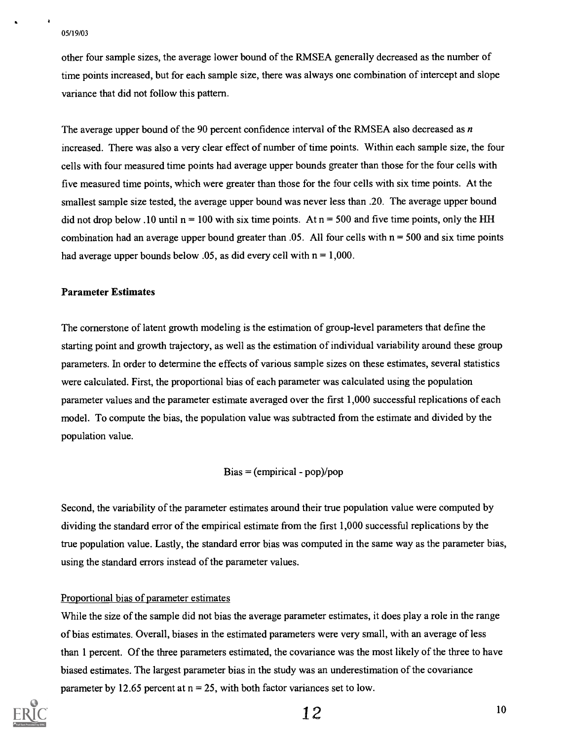other four sample sizes, the average lower bound of the RMSEA generally decreased as the number of time points increased, but for each sample size, there was always one combination of intercept and slope variance that did not follow this pattern.

The average upper bound of the 90 percent confidence interval of the RMSEA also decreased as $n$ increased. There was also a very clear effect of number of time points. Within each sample size, the four cells with four measured time points had average upper bounds greater than those for the four cells with five measured time points, which were greater than those for the four cells with six time points. At the smallest sample size tested, the average upper bound was never less than .20. The average upper bound did not drop below .10 until n = 100 with six time points. At n = 500 and five time points, only the HH combination had an average upper bound greater than .05. All four cells with n = 500 and six time points had average upper bounds below .05, as did every cell with n = 1,000.

## Parameter Estimates

The cornerstone of latent growth modeling is the estimation of group-level parameters that define the starting point and growth trajectory, as well as the estimation of individual variability around these group parameters. In order to determine the effects of various sample sizes on these estimates, several statistics were calculated. First, the proportional bias of each parameter was calculated using the population parameter values and the parameter estimate averaged over the first 1,000 successful replications of each model. To compute the bias, the population value was subtracted from the estimate and divided by the population value.

$$\text{Bias} = (\text{empirical} - \text{pop})/\text{pop}$$

Second, the variability of the parameter estimates around their true population value were computed by dividing the standard error of the empirical estimate from the first 1,000 successful replications by the true population value. Lastly, the standard error bias was computed in the same way as the parameter bias, using the standard errors instead of the parameter values.

### Proportional bias of parameter estimates

While the size of the sample did not bias the average parameter estimates, it does play a role in the range of bias estimates. Overall, biases in the estimated parameters were very small, with an average of less than 1 percent. Of the three parameters estimated, the covariance was the most likely of the three to have biased estimates. The largest parameter bias in the study was an underestimation of the covariance parameter by 12.65 percent at n = 25, with both factor variances set to low.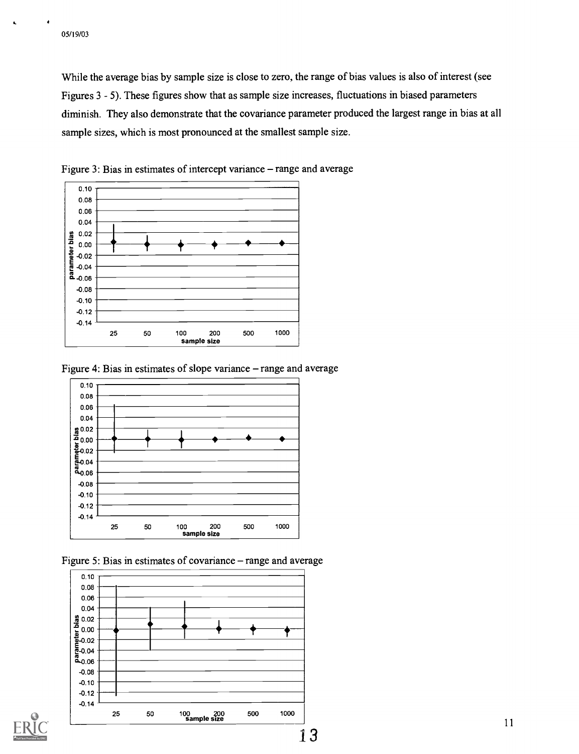While the average bias by sample size is close to zero, the range of bias values is also of interest (see Figures 3 - 5). These figures show that as sample size increases, fluctuations in biased parameters diminish. They also demonstrate that the covariance parameter produced the largest range in bias at all sample sizes, which is most pronounced at the smallest sample size.

Figure 3: Bias in estimates of intercept variance – range and average

Figure 4: Bias in estimates of slope variance – range and average

Figure 5: Bias in estimates of covariance – range and average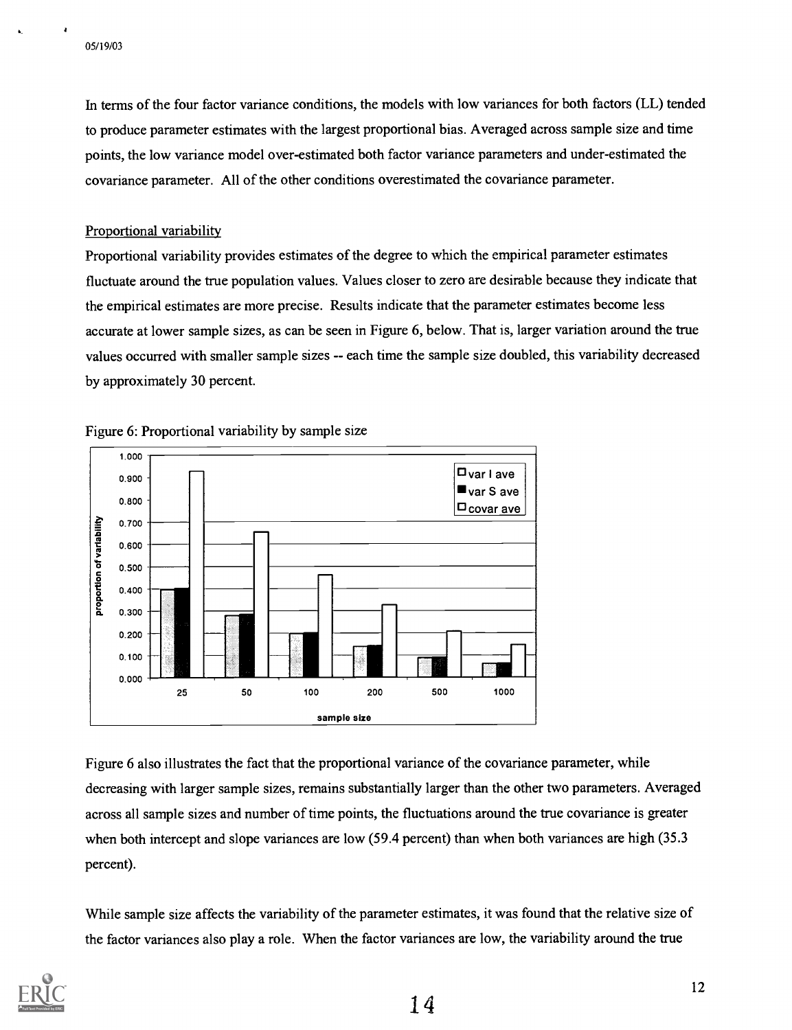In terms of the four factor variance conditions, the models with low variances for both factors (LL) tended to produce parameter estimates with the largest proportional bias. Averaged across sample size and time points, the low variance model over-estimated both factor variance parameters and under-estimated the covariance parameter. All of the other conditions overestimated the covariance parameter.

Proportional variability

Proportional variability provides estimates of the degree to which the empirical parameter estimates fluctuate around the true population values. Values closer to zero are desirable because they indicate that the empirical estimates are more precise. Results indicate that the parameter estimates become less accurate at lower sample sizes, as can be seen in Figure 6, below. That is, larger variation around the true values occurred with smaller sample sizes -- each time the sample size doubled, this variability decreased by approximately 30 percent.

Figure 6: Proportional variability by sample size

Figure 6 also illustrates the fact that the proportional variance of the covariance parameter, while decreasing with larger sample sizes, remains substantially larger than the other two parameters. Averaged across all sample sizes and number of time points, the fluctuations around the true covariance is greater when both intercept and slope variances are low (59.4 percent) than when both variances are high (35.3 percent).

While sample size affects the variability of the parameter estimates, it was found that the relative size of the factor variances also play a role. When the factor variances are low, the variability around the true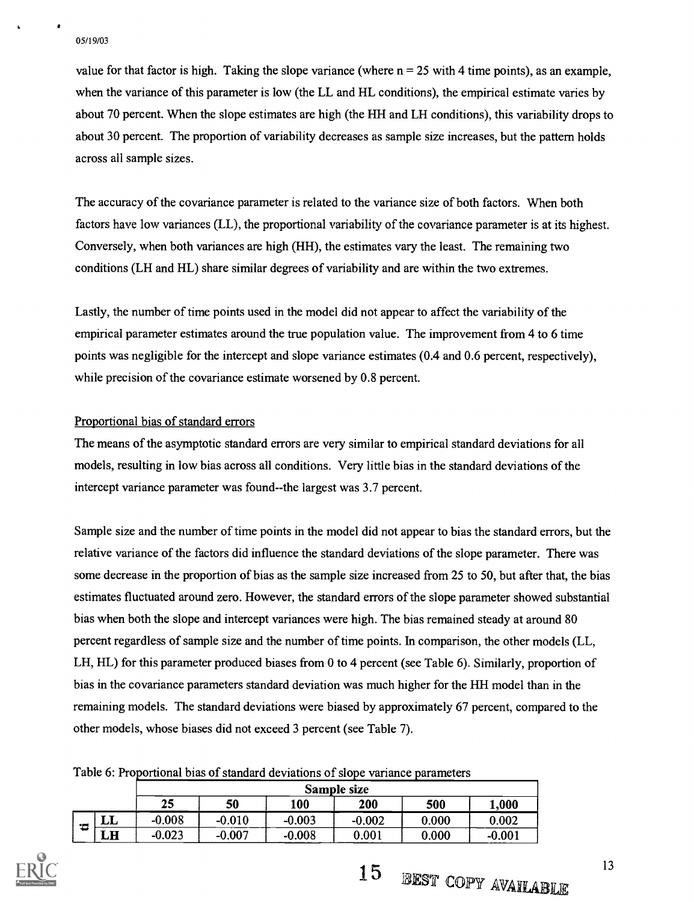value for that factor is high. Taking the slope variance (where n = 25 with 4 time points), as an example, when the variance of this parameter is low (the LL and HL conditions), the empirical estimate varies by about 70 percent. When the slope estimates are high (the HH and LH conditions), this variability drops to about 30 percent. The proportion of variability decreases as sample size increases, but the pattern holds across all sample sizes.

The accuracy of the covariance parameter is related to the variance size of both factors. When both factors have low variances (LL), the proportional variability of the covariance parameter is at its highest. Conversely, when both variances are high (HH), the estimates vary the least. The remaining two conditions (LH and HL) share similar degrees of variability and are within the two extremes.

Lastly, the number of time points used in the model did not appear to affect the variability of the empirical parameter estimates around the true population value. The improvement from 4 to 6 time points was negligible for the intercept and slope variance estimates (0.4 and 0.6 percent, respectively), while precision of the covariance estimate worsened by 0.8 percent.

Proportional bias of standard errors

The means of the asymptotic standard errors are very similar to empirical standard deviations for all models, resulting in low bias across all conditions. Very little bias in the standard deviations of the intercept variance parameter was found--the largest was 3.7 percent.

Sample size and the number of time points in the model did not appear to bias the standard errors, but the relative variance of the factors did influence the standard deviations of the slope parameter. There was some decrease in the proportion of bias as the sample size increased from 25 to 50, but after that, the bias estimates fluctuated around zero. However, the standard errors of the slope parameter showed substantial bias when both the slope and intercept variances were high. The bias remained steady at around 80 percent regardless of sample size and the number of time points. In comparison, the other models (LL, LH, HL) for this parameter produced biases from 0 to 4 percent (see Table 6). Similarly, proportion of bias in the covariance parameters standard deviation was much higher for the HH model than in the remaining models. The standard deviations were biased by approximately 67 percent, compared to the other models, whose biases did not exceed 3 percent (see Table 7).

Table 6: Proportional bias of standard deviations of slope variance parameters

| | | Sample size | | | | | |
|---|---|---|---|---|---|---|---|
| | | 25 | 50 | 100 | 200 | 500 | 1,000 |
| t | LL | -0.008 | -0.010 | -0.003 | -0.002 | 0.000 | 0.002 |
| | LH | -0.023 | -0.007 | -0.008 | 0.001 | 0.000 | -0.001 |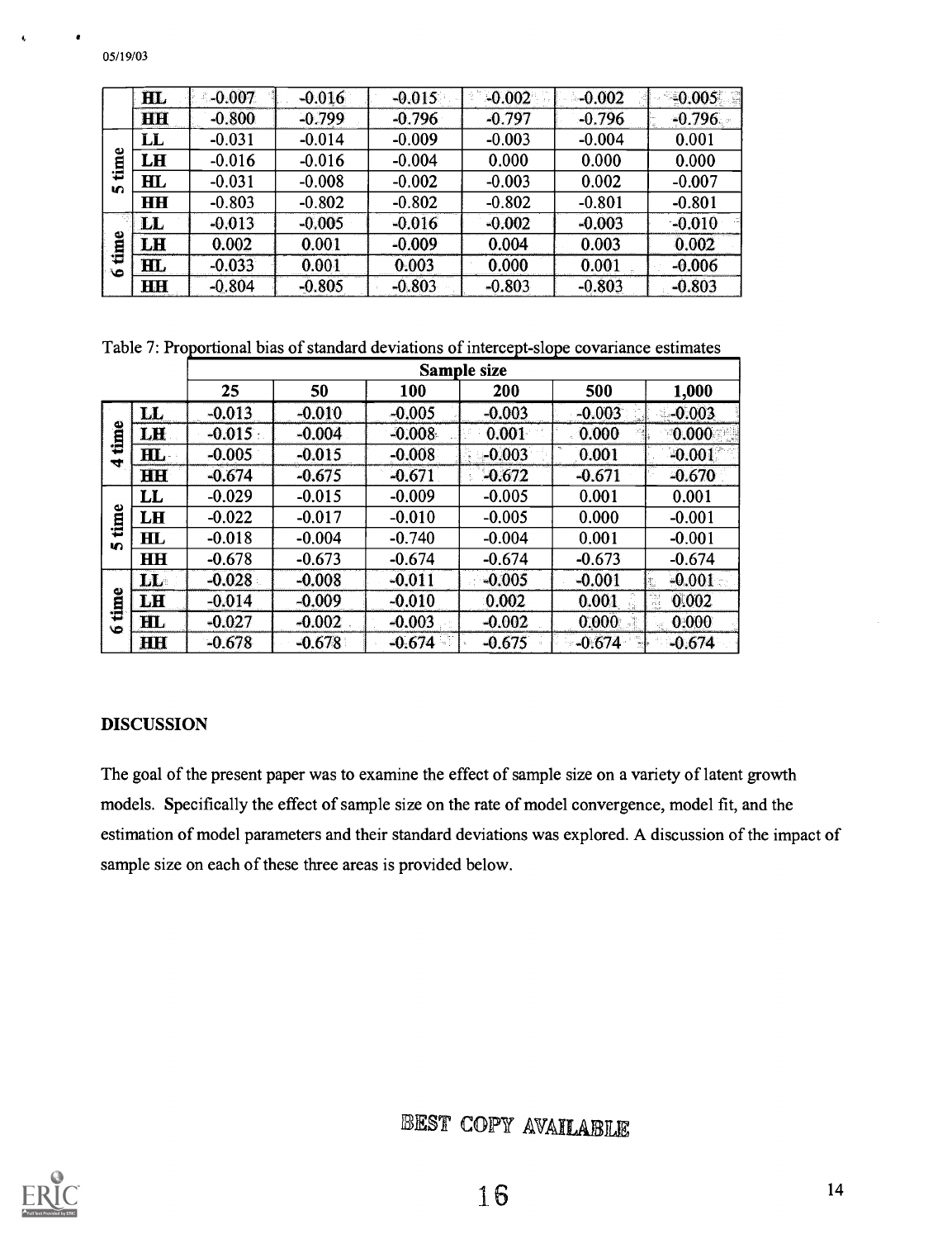| | | | | | | | |
|---|---|---|---|---|---|---|---|
| | HL | -0.007 | -0.016 | -0.015 | -0.002 | -0.002 | -0.005 |
| | HH | -0.800 | -0.799 | -0.796 | -0.797 | -0.796 | -0.796 |
| 5 time | LL | -0.031 | -0.014 | -0.009 | -0.003 | -0.004 | 0.001 |
| | LH | -0.016 | -0.016 | -0.004 | 0.000 | 0.000 | 0.000 |
| | HL | -0.031 | -0.008 | -0.002 | -0.003 | 0.002 | -0.007 |
| | HH | -0.803 | -0.802 | -0.802 | -0.802 | -0.801 | -0.801 |
| 6 time | LL | -0.013 | -0.005 | -0.016 | -0.002 | -0.003 | -0.010 |
| | LH | 0.002 | 0.001 | -0.009 | 0.004 | 0.003 | 0.002 |
| | HL | -0.033 | 0.001 | 0.003 | 0.000 | 0.001 | -0.006 |
| | HH | -0.804 | -0.805 | -0.803 | -0.803 | -0.803 | -0.803 |

Table 7: Proportional bias of standard deviations of intercept-slope covariance estimates

| | | Sample size | | | | | |
|---|---|---|---|---|---|---|---|
| | | 25 | 50 | 100 | 200 | 500 | 1,000 |
| 4 time | LL | -0.013 | -0.010 | -0.005 | -0.003 | -0.003 | -0.003 |
| | LH | -0.015 | -0.004 | -0.008 | 0.001 | 0.000 | 0.000 |
| | HL | -0.005 | -0.015 | -0.008 | -0.003 | 0.001 | -0.001 |
| | HH | -0.674 | -0.675 | -0.671 | -0.672 | -0.671 | -0.670 |
| 5 time | LL | -0.029 | -0.015 | -0.009 | -0.005 | 0.001 | 0.001 |
| | LH | -0.022 | -0.017 | -0.010 | -0.005 | 0.000 | -0.001 |
| | HL | -0.018 | -0.004 | -0.740 | -0.004 | 0.001 | -0.001 |
| | HH | -0.678 | -0.673 | -0.674 | -0.674 | -0.673 | -0.674 |
| 6 time | LL | -0.028 | -0.008 | -0.011 | -0.005 | -0.001 | -0.001 |
| | LH | -0.014 | -0.009 | -0.010 | 0.002 | 0.001 | 0.002 |
| | HL | -0.027 | -0.002 | -0.003 | -0.002 | 0.000 | 0.000 |
| | HH | -0.678 | -0.678 | -0.674 | -0.675 | -0.674 | -0.674 |

## DISCUSSION

The goal of the present paper was to examine the effect of sample size on a variety of latent growth models. Specifically the effect of sample size on the rate of model convergence, model fit, and the estimation of model parameters and their standard deviations was explored. A discussion of the impact of sample size on each of these three areas is provided below.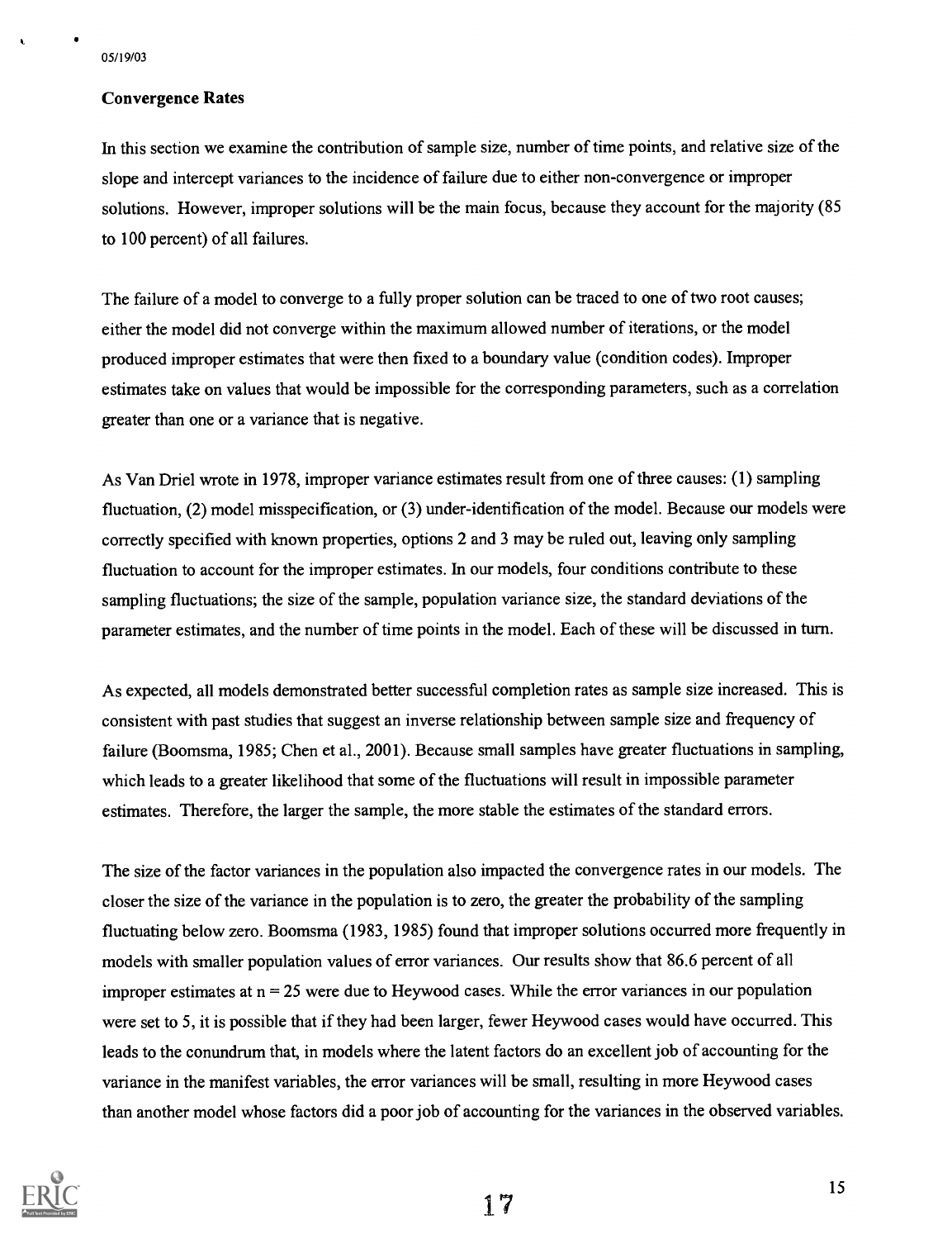### Convergence Rates

In this section we examine the contribution of sample size, number of time points, and relative size of the slope and intercept variances to the incidence of failure due to either non-convergence or improper solutions. However, improper solutions will be the main focus, because they account for the majority (85 to 100 percent) of all failures.

The failure of a model to converge to a fully proper solution can be traced to one of two root causes; either the model did not converge within the maximum allowed number of iterations, or the model produced improper estimates that were then fixed to a boundary value (condition codes). Improper estimates take on values that would be impossible for the corresponding parameters, such as a correlation greater than one or a variance that is negative.

As Van Driel wrote in 1978, improper variance estimates result from one of three causes: (1) sampling fluctuation, (2) model misspecification, or (3) under-identification of the model. Because our models were correctly specified with known properties, options 2 and 3 may be ruled out, leaving only sampling fluctuation to account for the improper estimates. In our models, four conditions contribute to these sampling fluctuations; the size of the sample, population variance size, the standard deviations of the parameter estimates, and the number of time points in the model. Each of these will be discussed in turn.

As expected, all models demonstrated better successful completion rates as sample size increased. This is consistent with past studies that suggest an inverse relationship between sample size and frequency of failure (Boomsma, 1985; Chen et al., 2001). Because small samples have greater fluctuations in sampling, which leads to a greater likelihood that some of the fluctuations will result in impossible parameter estimates. Therefore, the larger the sample, the more stable the estimates of the standard errors.

The size of the factor variances in the population also impacted the convergence rates in our models. The closer the size of the variance in the population is to zero, the greater the probability of the sampling fluctuating below zero. Boomsma (1983, 1985) found that improper solutions occurred more frequently in models with smaller population values of error variances. Our results show that 86.6 percent of all improper estimates at $n = 25$ were due to Heywood cases. While the error variances in our population were set to 5, it is possible that if they had been larger, fewer Heywood cases would have occurred. This leads to the conundrum that, in models where the latent factors do an excellent job of accounting for the variance in the manifest variables, the error variances will be small, resulting in more Heywood cases than another model whose factors did a poor job of accounting for the variances in the observed variables.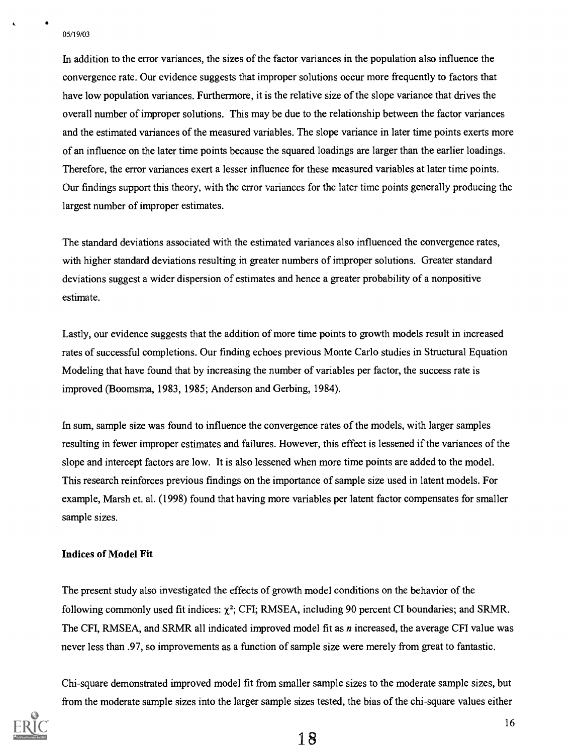In addition to the error variances, the sizes of the factor variances in the population also influence the convergence rate. Our evidence suggests that improper solutions occur more frequently to factors that have low population variances. Furthermore, it is the relative size of the slope variance that drives the overall number of improper solutions. This may be due to the relationship between the factor variances and the estimated variances of the measured variables. The slope variance in later time points exerts more of an influence on the later time points because the squared loadings are larger than the earlier loadings. Therefore, the error variances exert a lesser influence for these measured variables at later time points. Our findings support this theory, with the error variances for the later time points generally producing the largest number of improper estimates.

The standard deviations associated with the estimated variances also influenced the convergence rates, with higher standard deviations resulting in greater numbers of improper solutions. Greater standard deviations suggest a wider dispersion of estimates and hence a greater probability of a nonpositive estimate.

Lastly, our evidence suggests that the addition of more time points to growth models result in increased rates of successful completions. Our finding echoes previous Monte Carlo studies in Structural Equation Modeling that have found that by increasing the number of variables per factor, the success rate is improved (Boomsma, 1983, 1985; Anderson and Gerbing, 1984).

In sum, sample size was found to influence the convergence rates of the models, with larger samples resulting in fewer improper estimates and failures. However, this effect is lessened if the variances of the slope and intercept factors are low. It is also lessened when more time points are added to the model. This research reinforces previous findings on the importance of sample size used in latent models. For example, Marsh et. al. (1998) found that having more variables per latent factor compensates for smaller sample sizes.

**Indices of Model Fit**

The present study also investigated the effects of growth model conditions on the behavior of the following commonly used fit indices: $\chi^2$; CFI; RMSEA, including 90 percent CI boundaries; and SRMR. The CFI, RMSEA, and SRMR all indicated improved model fit as $n$ increased, the average CFI value was never less than .97, so improvements as a function of sample size were merely from great to fantastic.

Chi-square demonstrated improved model fit from smaller sample sizes to the moderate sample sizes, but from the moderate sample sizes into the larger sample sizes tested, the bias of the chi-square values either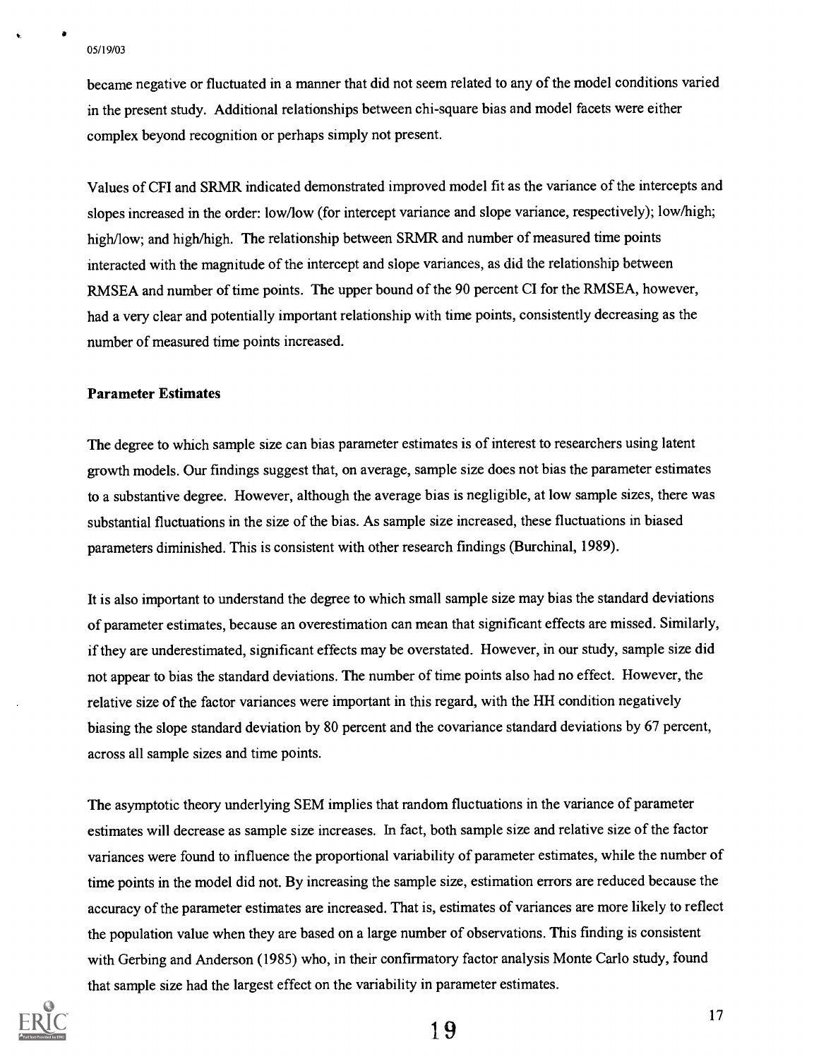became negative or fluctuated in a manner that did not seem related to any of the model conditions varied in the present study. Additional relationships between chi-square bias and model facets were either complex beyond recognition or perhaps simply not present.

Values of CFI and SRMR indicated demonstrated improved model fit as the variance of the intercepts and slopes increased in the order: low/low (for intercept variance and slope variance, respectively); low/high; high/low; and high/high. The relationship between SRMR and number of measured time points interacted with the magnitude of the intercept and slope variances, as did the relationship between RMSEA and number of time points. The upper bound of the 90 percent CI for the RMSEA, however, had a very clear and potentially important relationship with time points, consistently decreasing as the number of measured time points increased.

**Parameter Estimates**

The degree to which sample size can bias parameter estimates is of interest to researchers using latent growth models. Our findings suggest that, on average, sample size does not bias the parameter estimates to a substantive degree. However, although the average bias is negligible, at low sample sizes, there was substantial fluctuations in the size of the bias. As sample size increased, these fluctuations in biased parameters diminished. This is consistent with other research findings (Burchinal, 1989).

It is also important to understand the degree to which small sample size may bias the standard deviations of parameter estimates, because an overestimation can mean that significant effects are missed. Similarly, if they are underestimated, significant effects may be overstated. However, in our study, sample size did not appear to bias the standard deviations. The number of time points also had no effect. However, the relative size of the factor variances were important in this regard, with the HH condition negatively biasing the slope standard deviation by 80 percent and the covariance standard deviations by 67 percent, across all sample sizes and time points.

The asymptotic theory underlying SEM implies that random fluctuations in the variance of parameter estimates will decrease as sample size increases. In fact, both sample size and relative size of the factor variances were found to influence the proportional variability of parameter estimates, while the number of time points in the model did not. By increasing the sample size, estimation errors are reduced because the accuracy of the parameter estimates are increased. That is, estimates of variances are more likely to reflect the population value when they are based on a large number of observations. This finding is consistent with Gerbing and Anderson (1985) who, in their confirmatory factor analysis Monte Carlo study, found that sample size had the largest effect on the variability in parameter estimates.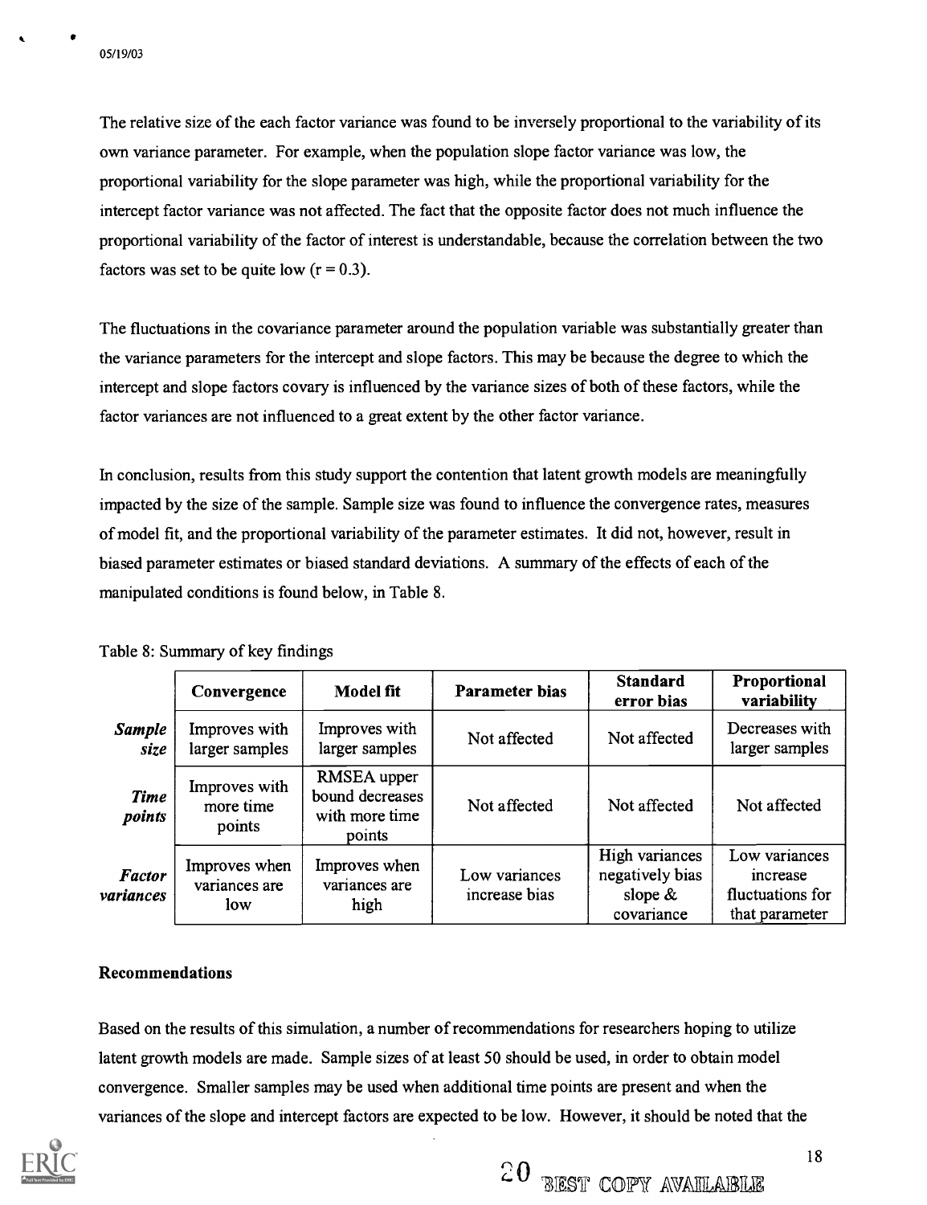The relative size of the each factor variance was found to be inversely proportional to the variability of its own variance parameter. For example, when the population slope factor variance was low, the proportional variability for the slope parameter was high, while the proportional variability for the intercept factor variance was not affected. The fact that the opposite factor does not much influence the proportional variability of the factor of interest is understandable, because the correlation between the two factors was set to be quite low ($r = 0.3$).

The fluctuations in the covariance parameter around the population variable was substantially greater than the variance parameters for the intercept and slope factors. This may be because the degree to which the intercept and slope factors covary is influenced by the variance sizes of both of these factors, while the factor variances are not influenced to a great extent by the other factor variance.

In conclusion, results from this study support the contention that latent growth models are meaningfully impacted by the size of the sample. Sample size was found to influence the convergence rates, measures of model fit, and the proportional variability of the parameter estimates. It did not, however, result in biased parameter estimates or biased standard deviations. A summary of the effects of each of the manipulated conditions is found below, in Table 8.

Table 8: Summary of key findings

| | Convergence | Model fit | Parameter bias | Standard error bias | Proportional variability |
|---|---|---|---|---|---|
| ***Sample size*** | Improves with larger samples | Improves with larger samples | Not affected | Not affected | Decreases with larger samples |
| ***Time points*** | Improves with more time points | RMSEA upper bound decreases with more time points | Not affected | Not affected | Not affected |
| ***Factor variances*** | Improves when variances are low | Improves when variances are high | Low variances increase bias | High variances negatively bias slope & covariance | Low variances increase fluctuations for that parameter |

**Recommendations**

Based on the results of this simulation, a number of recommendations for researchers hoping to utilize latent growth models are made. Sample sizes of at least 50 should be used, in order to obtain model convergence. Smaller samples may be used when additional time points are present and when the variances of the slope and intercept factors are expected to be low. However, it should be noted that the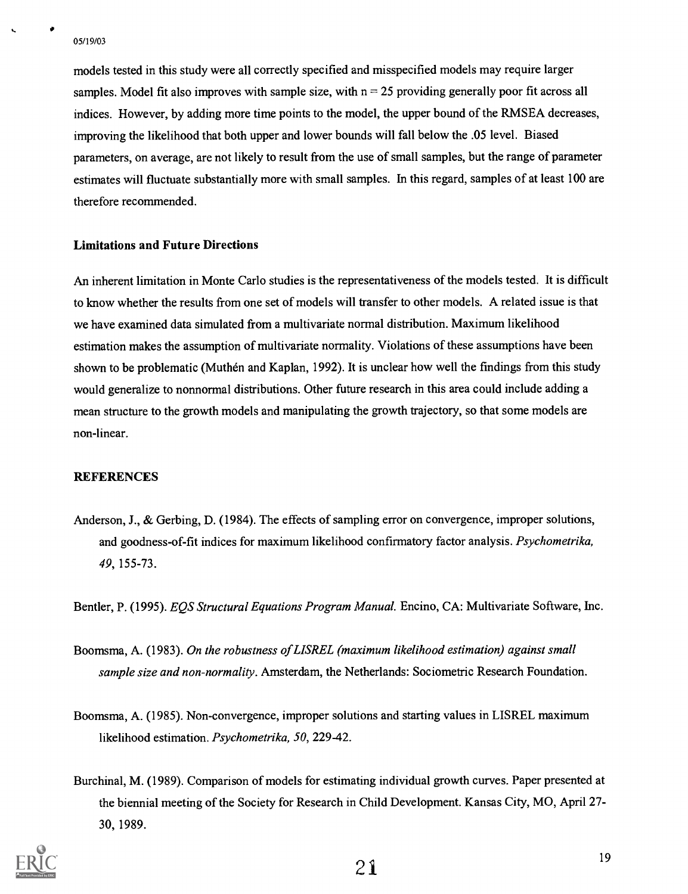models tested in this study were all correctly specified and misspecified models may require larger samples. Model fit also improves with sample size, with $n = 25$ providing generally poor fit across all indices. However, by adding more time points to the model, the upper bound of the RMSEA decreases, improving the likelihood that both upper and lower bounds will fall below the .05 level. Biased parameters, on average, are not likely to result from the use of small samples, but the range of parameter estimates will fluctuate substantially more with small samples. In this regard, samples of at least 100 are therefore recommended.

### Limitations and Future Directions

An inherent limitation in Monte Carlo studies is the representativeness of the models tested. It is difficult to know whether the results from one set of models will transfer to other models. A related issue is that we have examined data simulated from a multivariate normal distribution. Maximum likelihood estimation makes the assumption of multivariate normality. Violations of these assumptions have been shown to be problematic (Muthén and Kaplan, 1992). It is unclear how well the findings from this study would generalize to nonnormal distributions. Other future research in this area could include adding a mean structure to the growth models and manipulating the growth trajectory, so that some models are non-linear.

### REFERENCES

Anderson, J., & Gerbing, D. (1984). The effects of sampling error on convergence, improper solutions, and goodness-of-fit indices for maximum likelihood confirmatory factor analysis. *Psychometrika, 49*, 155-73.

Bentler, P. (1995). *EQS Structural Equations Program Manual.* Encino, CA: Multivariate Software, Inc.

Boomsma, A. (1983). *On the robustness of LISREL (maximum likelihood estimation) against small sample size and non-normality*. Amsterdam, the Netherlands: Sociometric Research Foundation.

Boomsma, A. (1985). Non-convergence, improper solutions and starting values in LISREL maximum likelihood estimation. *Psychometrika, 50*, 229-42.

Burchinal, M. (1989). Comparison of models for estimating individual growth curves. Paper presented at the biennial meeting of the Society for Research in Child Development. Kansas City, MO, April 27-30, 1989.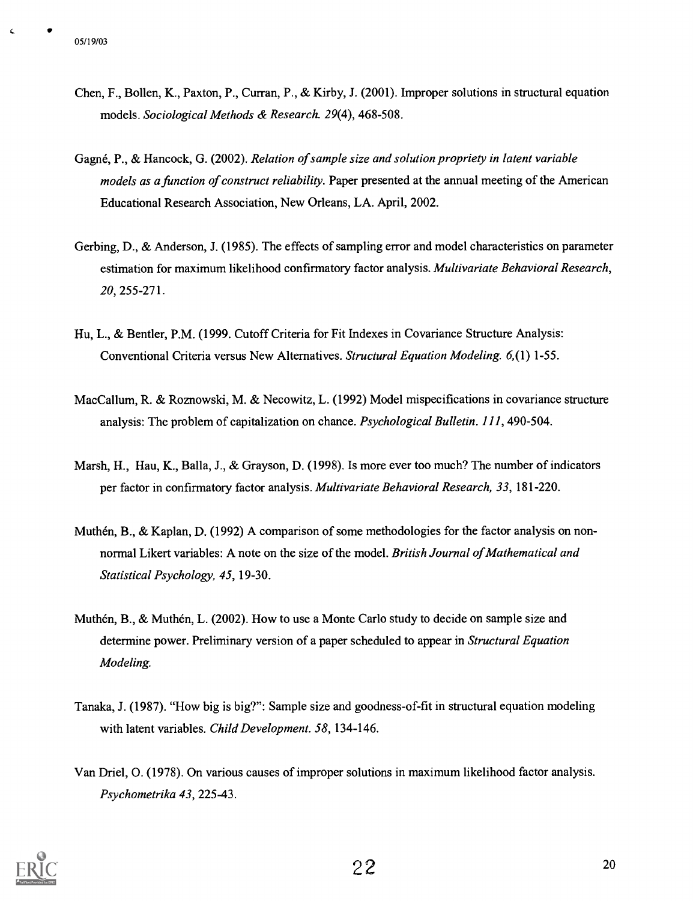Chen, F., Bollen, K., Paxton, P., Curran, P., & Kirby, J. (2001). Improper solutions in structural equation models. *Sociological Methods & Research. 29*(4), 468-508.

Gagné, P., & Hancock, G. (2002). *Relation of sample size and solution propriety in latent variable models as a function of construct reliability.* Paper presented at the annual meeting of the American Educational Research Association, New Orleans, LA. April, 2002.

Gerbing, D., & Anderson, J. (1985). The effects of sampling error and model characteristics on parameter estimation for maximum likelihood confirmatory factor analysis. *Multivariate Behavioral Research, 20*, 255-271.

Hu, L., & Bentler, P.M. (1999. Cutoff Criteria for Fit Indexes in Covariance Structure Analysis: Conventional Criteria versus New Alternatives. *Structural Equation Modeling. 6*,(1) 1-55.

MacCallum, R. & Roznowski, M. & Necowitz, L. (1992) Model mispecifications in covariance structure analysis: The problem of capitalization on chance. *Psychological Bulletin. 111*, 490-504.

Marsh, H., Hau, K., Balla, J., & Grayson, D. (1998). Is more ever too much? The number of indicators per factor in confirmatory factor analysis. *Multivariate Behavioral Research, 33*, 181-220.

Muthén, B., & Kaplan, D. (1992) A comparison of some methodologies for the factor analysis on non-normal Likert variables: A note on the size of the model. *British Journal of Mathematical and Statistical Psychology, 45*, 19-30.

Muthén, B., & Muthén, L. (2002). How to use a Monte Carlo study to decide on sample size and determine power. Preliminary version of a paper scheduled to appear in *Structural Equation Modeling.*

Tanaka, J. (1987). "How big is big?": Sample size and goodness-of-fit in structural equation modeling with latent variables. *Child Development. 58*, 134-146.

Van Driel, O. (1978). On various causes of improper solutions in maximum likelihood factor analysis. *Psychometrika 43*, 225-43.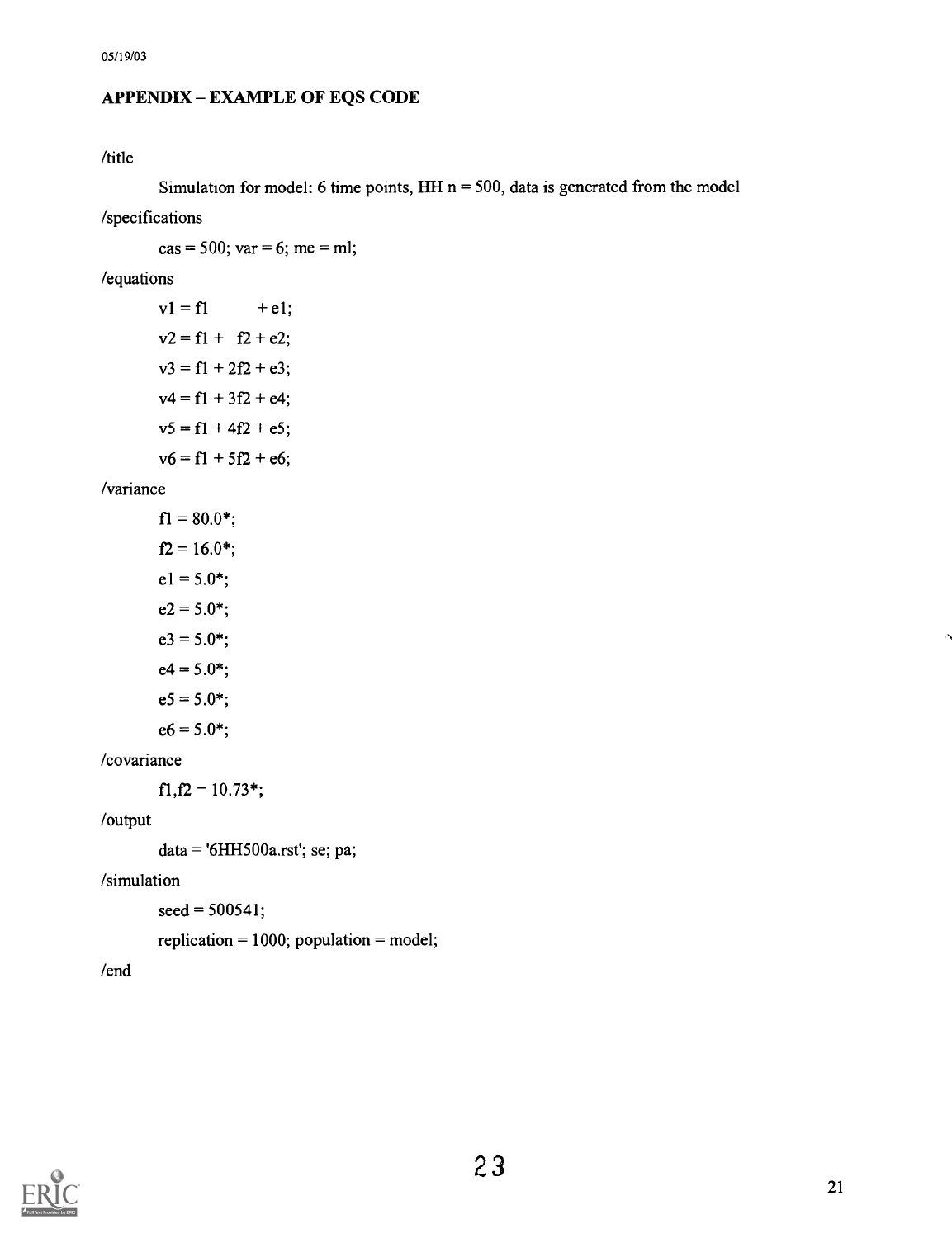## APPENDIX – EXAMPLE OF EQS CODE

```
/title
        Simulation for model: 6 time points, HH n = 500, data is generated from the model
/specifications
        cas = 500; var = 6; me = ml;
/equations
        v1 = f1          + e1;
        v2 = f1 +   f2 + e2;
        v3 = f1 + 2f2 + e3;
        v4 = f1 + 3f2 + e4;
        v5 = f1 + 4f2 + e5;
        v6 = f1 + 5f2 + e6;
/variance
        f1 = 80.0*;
        f2 = 16.0*;
        e1 = 5.0*;
        e2 = 5.0*;
        e3 = 5.0*;
        e4 = 5.0*;
        e5 = 5.0*;
        e6 = 5.0*;
/covariance
        f1,f2 = 10.73*;
/output
        data = '6HH500a.rst'; se; pa;
/simulation
        seed = 500541;
        replication = 1000; population = model;
/end
```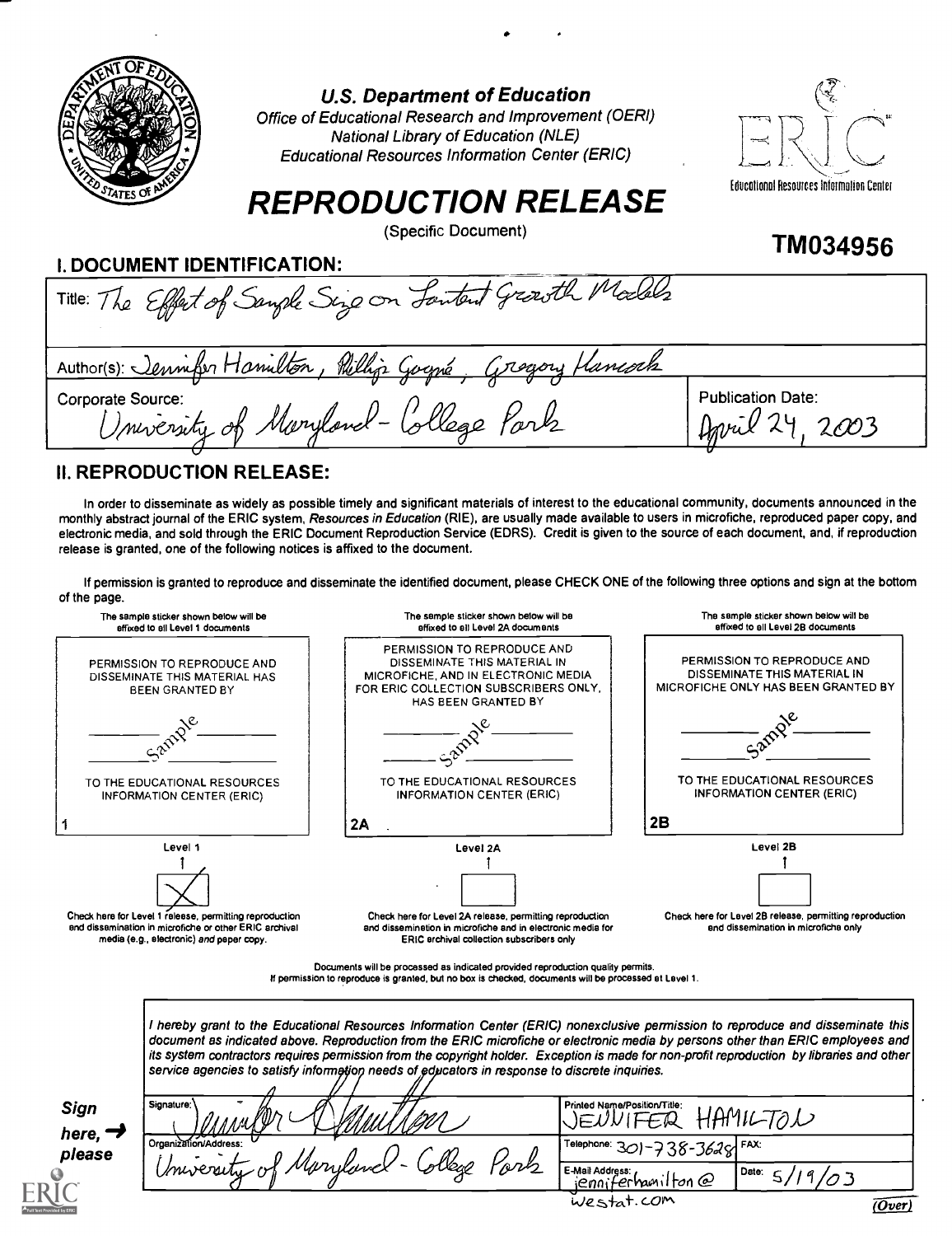U.S. Department of Education
Office of Educational Research and Improvement (OERI)
National Library of Education (NLE)
Educational Resources Information Center (ERIC)

Educational Resources Information Center

# REPRODUCTION RELEASE

(Specific Document)

**TM034956**

## I. DOCUMENT IDENTIFICATION:

| | |
|---|---|
| Title: The Effect of Sample Size on Latent Growth Models | |
| Author(s): Jennifer Hamilton, Phillip Gagné, Gregory Hancock | |
| Corporate Source: University of Maryland - College Park | Publication Date: April 24, 2003 |

## II. REPRODUCTION RELEASE:

In order to disseminate as widely as possible timely and significant materials of interest to the educational community, documents announced in the monthly abstract journal of the ERIC system, *Resources in Education* (RIE), are usually made available to users in microfiche, reproduced paper copy, and electronic media, and sold through the ERIC Document Reproduction Service (EDRS). Credit is given to the source of each document, and, if reproduction release is granted, one of the following notices is affixed to the document.

If permission is granted to reproduce and disseminate the identified document, please CHECK ONE of the following three options and sign at the bottom of the page.

| The sample sticker shown below will be affixed to all Level 1 documents | The sample sticker shown below will be affixed to all Level 2A documents | The sample sticker shown below will be affixed to all Level 2B documents |
|---|---|---|
| PERMISSION TO REPRODUCE AND DISSEMINATE THIS MATERIAL HAS BEEN GRANTED BY Sample TO THE EDUCATIONAL RESOURCES INFORMATION CENTER (ERIC) | PERMISSION TO REPRODUCE AND DISSEMINATE THIS MATERIAL IN MICROFICHE, AND IN ELECTRONIC MEDIA FOR ERIC COLLECTION SUBSCRIBERS ONLY, HAS BEEN GRANTED BY Sample TO THE EDUCATIONAL RESOURCES INFORMATION CENTER (ERIC) | PERMISSION TO REPRODUCE AND DISSEMINATE THIS MATERIAL IN MICROFICHE ONLY HAS BEEN GRANTED BY Sample TO THE EDUCATIONAL RESOURCES INFORMATION CENTER (ERIC) |
| 1 | 2A | 2B |
| Level 1 | Level 2A | Level 2B |
| [X] | [ ] | [ ] |
| Check here for Level 1 release, permitting reproduction and dissemination in microfiche or other ERIC archival media (e.g., electronic) *and* paper copy. | Check here for Level 2A release, permitting reproduction and dissemination in microfiche and in electronic media for ERIC archival collection subscribers only | Check here for Level 2B release, permitting reproduction and dissemination in microfiche only |

Documents will be processed as indicated provided reproduction quality permits.
If permission to reproduce is granted, but no box is checked, documents will be processed at Level 1.

*I hereby grant to the Educational Resources Information Center (ERIC) nonexclusive permission to reproduce and disseminate this document as indicated above. Reproduction from the ERIC microfiche or electronic media by persons other than ERIC employees and its system contractors requires permission from the copyright holder. Exception is made for non-profit reproduction by libraries and other service agencies to satisfy information needs of educators in response to discrete inquiries.*

**Sign here, → please**

| | | |
|---|---|---|
| Signature: Jennifer Hamilton | Printed Name/Position/Title: JENNIFER HAMILTON | |
| Organization/Address: University of Maryland - College Park | Telephone: 301-738-3628 | FAX: |
| | E-Mail Address: jenniferhamilton@westat.com | Date: 5/19/03 |

(Over)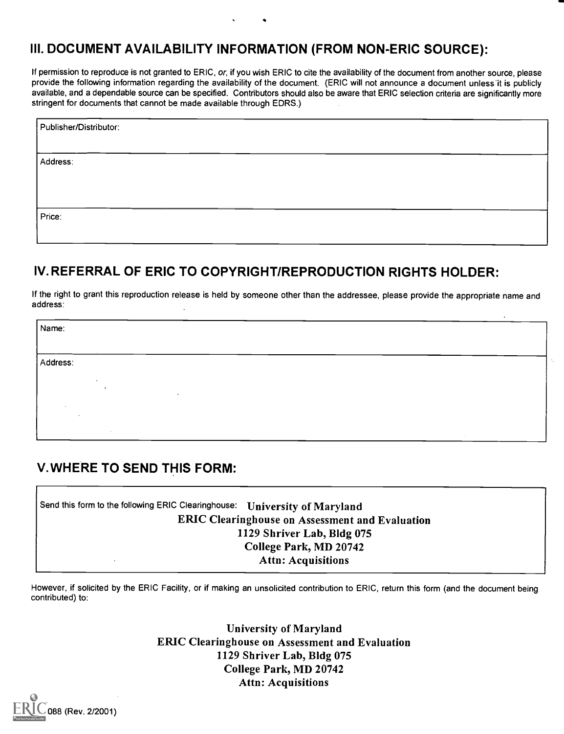## III. DOCUMENT AVAILABILITY INFORMATION (FROM NON-ERIC SOURCE):

If permission to reproduce is not granted to ERIC, *or*, if you wish ERIC to cite the availability of the document from another source, please provide the following information regarding the availability of the document. (ERIC will not announce a document unless it is publicly available, and a dependable source can be specified. Contributors should also be aware that ERIC selection criteria are significantly more stringent for documents that cannot be made available through EDRS.)

Publisher/Distributor:

Address:

Price:

## IV. REFERRAL OF ERIC TO COPYRIGHT/REPRODUCTION RIGHTS HOLDER:

If the right to grant this reproduction release is held by someone other than the addressee, please provide the appropriate name and address:

Name:

Address:

## V. WHERE TO SEND THIS FORM:

Send this form to the following ERIC Clearinghouse: **University of Maryland**
**ERIC Clearinghouse on Assessment and Evaluation**
**1129 Shriver Lab, Bldg 075**
**College Park, MD 20742**
**Attn: Acquisitions**

However, if solicited by the ERIC Facility, or if making an unsolicited contribution to ERIC, return this form (and the document being contributed) to:

**University of Maryland**
**ERIC Clearinghouse on Assessment and Evaluation**
**1129 Shriver Lab, Bldg 075**
**College Park, MD 20742**
**Attn: Acquisitions**

088 (Rev. 2/2001)